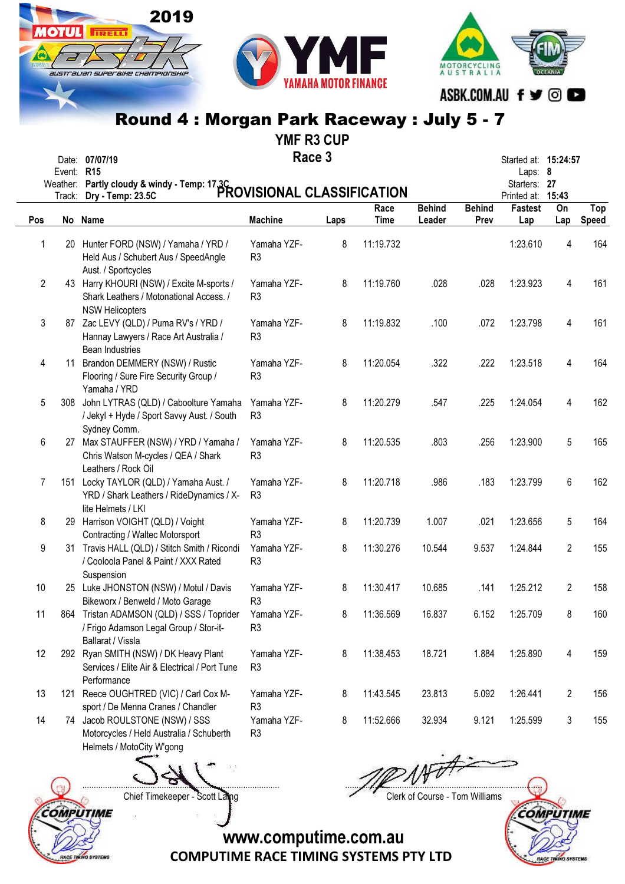2019 MOTUL PIRELLI ASBK Australian Superbike Championship

YMF YAMAHA MOTOR FINANCE

MOTORCYCLING AUSTRALIA

FIM OCEANIA

ASBK.COM.AU

# Round 4 : Morgan Park Raceway : July 5 - 7

## YMF R3 CUP

### Race 3

Date: **07/07/19**
Event: **R15**
Weather: **Partly cloudy & windy - Temp: 17.3C**
Track: **Dry - Temp: 23.5C**

**PROVISIONAL CLASSIFICATION**

Started at: **15:24:57**
Laps: **8**
Starters: **27**
Printed at: **15:43**

| Pos | No | Name | Machine | Laps | Race Time | Behind Leader | Behind Prev | Fastest Lap | On Lap | Top Speed |
|---|---|---|---|---|---|---|---|---|---|---|
| 1 | 20 | Hunter FORD (NSW) / Yamaha / YRD / Held Aus / Schubert Aus / SpeedAngle Aust. / Sportcycles | Yamaha YZF-R3 | 8 | 11:19.732 | | | 1:23.610 | 4 | 164 |
| 2 | 43 | Harry KHOURI (NSW) / Excite M-sports / Shark Leathers / Motonational Access. / NSW Helicopters | Yamaha YZF-R3 | 8 | 11:19.760 | .028 | .028 | 1:23.923 | 4 | 161 |
| 3 | 87 | Zac LEVY (QLD) / Puma RV's / YRD / Hannay Lawyers / Race Art Australia / Bean Industries | Yamaha YZF-R3 | 8 | 11:19.832 | .100 | .072 | 1:23.798 | 4 | 161 |
| 4 | 11 | Brandon DEMMERY (NSW) / Rustic Flooring / Sure Fire Security Group / Yamaha / YRD | Yamaha YZF-R3 | 8 | 11:20.054 | .322 | .222 | 1:23.518 | 4 | 164 |
| 5 | 308 | John LYTRAS (QLD) / Caboolture Yamaha / Jekyl + Hyde / Sport Savvy Aust. / South Sydney Comm. | Yamaha YZF-R3 | 8 | 11:20.279 | .547 | .225 | 1:24.054 | 4 | 162 |
| 6 | 27 | Max STAUFFER (NSW) / YRD / Yamaha / Chris Watson M-cycles / QEA / Shark Leathers / Rock Oil | Yamaha YZF-R3 | 8 | 11:20.535 | .803 | .256 | 1:23.900 | 5 | 165 |
| 7 | 151 | Locky TAYLOR (QLD) / Yamaha Aust. / YRD / Shark Leathers / RideDynamics / X-lite Helmets / LKI | Yamaha YZF-R3 | 8 | 11:20.718 | .986 | .183 | 1:23.799 | 6 | 162 |
| 8 | 29 | Harrison VOIGHT (QLD) / Voight Contracting / Waltec Motorsport | Yamaha YZF-R3 | 8 | 11:20.739 | 1.007 | .021 | 1:23.656 | 5 | 164 |
| 9 | 31 | Travis HALL (QLD) / Stitch Smith / Ricondi / Cooloola Panel & Paint / XXX Rated Suspension | Yamaha YZF-R3 | 8 | 11:30.276 | 10.544 | 9.537 | 1:24.844 | 2 | 155 |
| 10 | 25 | Luke JHONSTON (NSW) / Motul / Davis Bikeworx / Benweld / Moto Garage | Yamaha YZF-R3 | 8 | 11:30.417 | 10.685 | .141 | 1:25.212 | 2 | 158 |
| 11 | 864 | Tristan ADAMSON (QLD) / SSS / Toprider / Frigo Adamson Legal Group / Stor-it-Ballarat / Vissla | Yamaha YZF-R3 | 8 | 11:36.569 | 16.837 | 6.152 | 1:25.709 | 8 | 160 |
| 12 | 292 | Ryan SMITH (NSW) / DK Heavy Plant Services / Elite Air & Electrical / Port Tune Performance | Yamaha YZF-R3 | 8 | 11:38.453 | 18.721 | 1.884 | 1:25.890 | 4 | 159 |
| 13 | 121 | Reece OUGHTRED (VIC) / Carl Cox M-sport / De Menna Cranes / Chandler | Yamaha YZF-R3 | 8 | 11:43.545 | 23.813 | 5.092 | 1:26.441 | 2 | 156 |
| 14 | 74 | Jacob ROULSTONE (NSW) / SSS Motorcycles / Held Australia / Schuberth Helmets / MotoCity W'gong | Yamaha YZF-R3 | 8 | 11:52.666 | 32.934 | 9.121 | 1:25.599 | 3 | 155 |

Chief Timekeeper - Scott Laing

Clerk of Course - Tom Williams

www.computime.com.au
COMPUTIME RACE TIMING SYSTEMS PTY LTD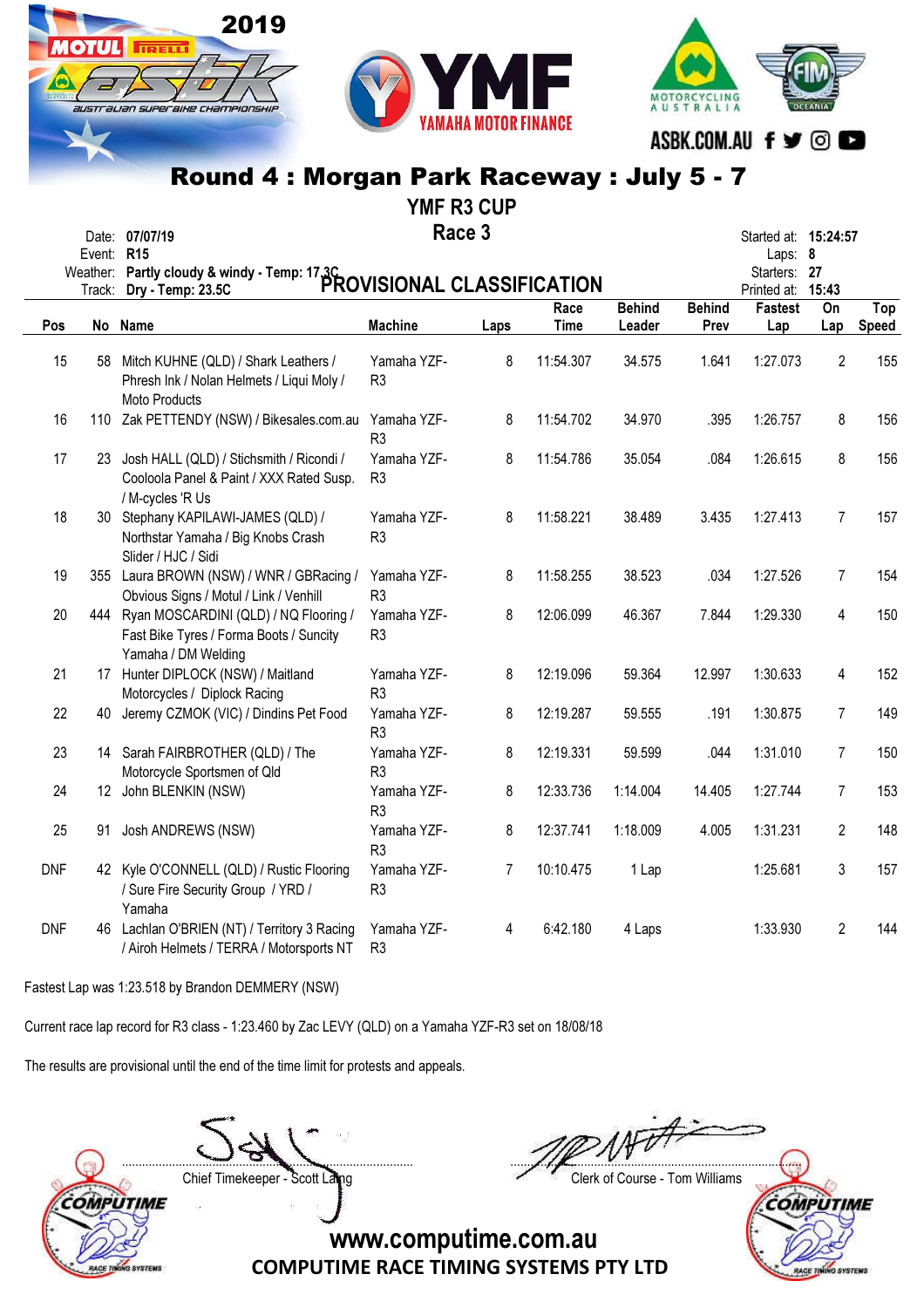# Round 4 : Morgan Park Raceway : July 5 - 7

## YMF R3 CUP

## Race 3

Date: 07/07/19
Event: R15
Weather: Partly cloudy & windy - Temp: 17.3C
Track: Dry - Temp: 23.5C

Started at: 15:24:57
Laps: 8
Starters: 27
Printed at: 15:43

## PROVISIONAL CLASSIFICATION

| Pos | No | Name | Machine | Laps | Race Time | Behind Leader | Behind Prev | Fastest Lap | On Lap | Top Speed |
|---|---|---|---|---|---|---|---|---|---|---|
| 15 | 58 | Mitch KUHNE (QLD) / Shark Leathers / Phresh Ink / Nolan Helmets / Liqui Moly / Moto Products | Yamaha YZF-R3 | 8 | 11:54.307 | 34.575 | 1.641 | 1:27.073 | 2 | 155 |
| 16 | 110 | Zak PETTENDY (NSW) / Bikesales.com.au | Yamaha YZF-R3 | 8 | 11:54.702 | 34.970 | .395 | 1:26.757 | 8 | 156 |
| 17 | 23 | Josh HALL (QLD) / Stichsmith / Ricondi / Cooloola Panel & Paint / XXX Rated Susp. / M-cycles 'R Us | Yamaha YZF-R3 | 8 | 11:54.786 | 35.054 | .084 | 1:26.615 | 8 | 156 |
| 18 | 30 | Stephany KAPILAWI-JAMES (QLD) / Northstar Yamaha / Big Knobs Crash Slider / HJC / Sidi | Yamaha YZF-R3 | 8 | 11:58.221 | 38.489 | 3.435 | 1:27.413 | 7 | 157 |
| 19 | 355 | Laura BROWN (NSW) / WNR / GBRacing / Obvious Signs / Motul / Link / Venhill | Yamaha YZF-R3 | 8 | 11:58.255 | 38.523 | .034 | 1:27.526 | 7 | 154 |
| 20 | 444 | Ryan MOSCARDINI (QLD) / NQ Flooring / Fast Bike Tyres / Forma Boots / Suncity Yamaha / DM Welding | Yamaha YZF-R3 | 8 | 12:06.099 | 46.367 | 7.844 | 1:29.330 | 4 | 150 |
| 21 | 17 | Hunter DIPLOCK (NSW) / Maitland Motorcycles / Diplock Racing | Yamaha YZF-R3 | 8 | 12:19.096 | 59.364 | 12.997 | 1:30.633 | 4 | 152 |
| 22 | 40 | Jeremy CZMOK (VIC) / Dindins Pet Food | Yamaha YZF-R3 | 8 | 12:19.287 | 59.555 | .191 | 1:30.875 | 7 | 149 |
| 23 | 14 | Sarah FAIRBROTHER (QLD) / The Motorcycle Sportsmen of Qld | Yamaha YZF-R3 | 8 | 12:19.331 | 59.599 | .044 | 1:31.010 | 7 | 150 |
| 24 | 12 | John BLENKIN (NSW) | Yamaha YZF-R3 | 8 | 12:33.736 | 1:14.004 | 14.405 | 1:27.744 | 7 | 153 |
| 25 | 91 | Josh ANDREWS (NSW) | Yamaha YZF-R3 | 8 | 12:37.741 | 1:18.009 | 4.005 | 1:31.231 | 2 | 148 |
| DNF | 42 | Kyle O'CONNELL (QLD) / Rustic Flooring / Sure Fire Security Group / YRD / Yamaha | Yamaha YZF-R3 | 7 | 10:10.475 | 1 Lap | | 1:25.681 | 3 | 157 |
| DNF | 46 | Lachlan O'BRIEN (NT) / Territory 3 Racing / Airoh Helmets / TERRA / Motorsports NT | Yamaha YZF-R3 | 4 | 6:42.180 | 4 Laps | | 1:33.930 | 2 | 144 |

Fastest Lap was 1:23.518 by Brandon DEMMERY (NSW)

Current race lap record for R3 class - 1:23.460 by Zac LEVY (QLD) on a Yamaha YZF-R3 set on 18/08/18

The results are provisional until the end of the time limit for protests and appeals.

Chief Timekeeper - Scott Laing

Clerk of Course - Tom Williams

www.computime.com.au
COMPUTIME RACE TIMING SYSTEMS PTY LTD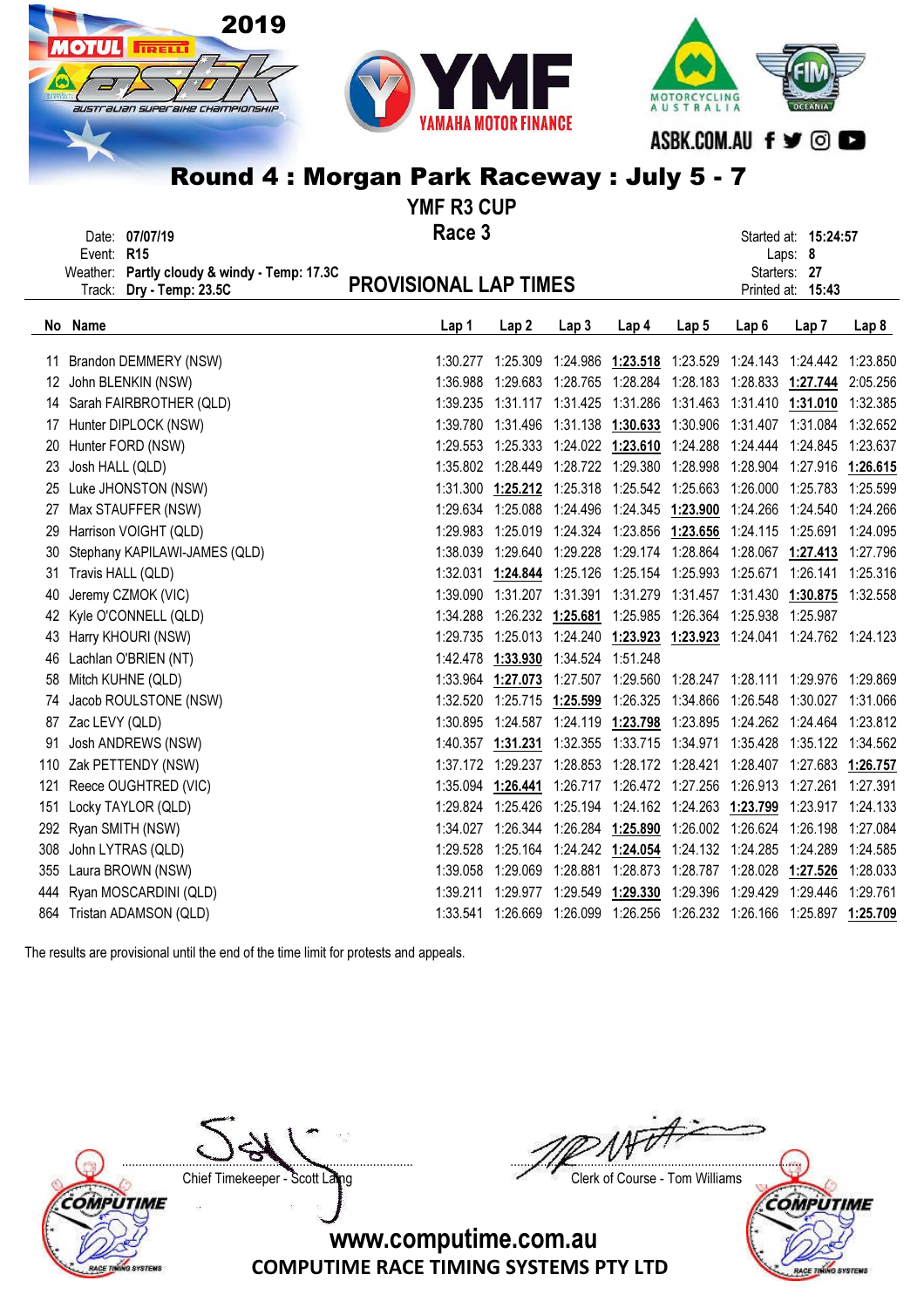2019

# Round 4 : Morgan Park Raceway : July 5 - 7

## YMF R3 CUP

## Race 3

Date: **07/07/19**
Event: **R15**
Weather: **Partly cloudy & windy - Temp: 17.3C**
Track: **Dry - Temp: 23.5C**

Started at: **15:24:57**
Laps: **8**
Starters: **27**
Printed at: **15:43**

## PROVISIONAL LAP TIMES

| No | Name | Lap 1 | Lap 2 | Lap 3 | Lap 4 | Lap 5 | Lap 6 | Lap 7 | Lap 8 |
|---|---|---|---|---|---|---|---|---|---|
| 11 | Brandon DEMMERY (NSW) | 1:30.277 | 1:25.309 | 1:24.986 | **1:23.518** | 1:23.529 | 1:24.143 | 1:24.442 | 1:23.850 |
| 12 | John BLENKIN (NSW) | 1:36.988 | 1:29.683 | 1:28.765 | 1:28.284 | 1:28.183 | 1:28.833 | **1:27.744** | 2:05.256 |
| 14 | Sarah FAIRBROTHER (QLD) | 1:39.235 | 1:31.117 | 1:31.425 | 1:31.286 | 1:31.463 | 1:31.410 | **1:31.010** | 1:32.385 |
| 17 | Hunter DIPLOCK (NSW) | 1:39.780 | 1:31.496 | 1:31.138 | **1:30.633** | 1:30.906 | 1:31.407 | 1:31.084 | 1:32.652 |
| 20 | Hunter FORD (NSW) | 1:29.553 | 1:25.333 | 1:24.022 | **1:23.610** | 1:24.288 | 1:24.444 | 1:24.845 | 1:23.637 |
| 23 | Josh HALL (QLD) | 1:35.802 | 1:28.449 | 1:28.722 | 1:29.380 | 1:28.998 | 1:28.904 | 1:27.916 | **1:26.615** |
| 25 | Luke JHONSTON (NSW) | 1:31.300 | **1:25.212** | 1:25.318 | 1:25.542 | 1:25.663 | 1:26.000 | 1:25.783 | 1:25.599 |
| 27 | Max STAUFFER (NSW) | 1:29.634 | 1:25.088 | 1:24.496 | 1:24.345 | **1:23.900** | 1:24.266 | 1:24.540 | 1:24.266 |
| 29 | Harrison VOIGHT (QLD) | 1:29.983 | 1:25.019 | 1:24.324 | 1:23.856 | **1:23.656** | 1:24.115 | 1:25.691 | 1:24.095 |
| 30 | Stephany KAPILAWI-JAMES (QLD) | 1:38.039 | 1:29.640 | 1:29.228 | 1:29.174 | 1:28.864 | 1:28.067 | **1:27.413** | 1:27.796 |
| 31 | Travis HALL (QLD) | 1:32.031 | **1:24.844** | 1:25.126 | 1:25.154 | 1:25.993 | 1:25.671 | 1:26.141 | 1:25.316 |
| 40 | Jeremy CZMOK (VIC) | 1:39.090 | 1:31.207 | 1:31.391 | 1:31.279 | 1:31.457 | 1:31.430 | **1:30.875** | 1:32.558 |
| 42 | Kyle O'CONNELL (QLD) | 1:34.288 | 1:26.232 | **1:25.681** | 1:25.985 | 1:26.364 | 1:25.938 | 1:25.987 | |
| 43 | Harry KHOURI (NSW) | 1:29.735 | 1:25.013 | 1:24.240 | **1:23.923** | **1:23.923** | 1:24.041 | 1:24.762 | 1:24.123 |
| 46 | Lachlan O'BRIEN (NT) | 1:42.478 | **1:33.930** | 1:34.524 | 1:51.248 | | | | |
| 58 | Mitch KUHNE (QLD) | 1:33.964 | **1:27.073** | 1:27.507 | 1:29.560 | 1:28.247 | 1:28.111 | 1:29.976 | 1:29.869 |
| 74 | Jacob ROULSTONE (NSW) | 1:32.520 | 1:25.715 | **1:25.599** | 1:26.325 | 1:34.866 | 1:26.548 | 1:30.027 | 1:31.066 |
| 87 | Zac LEVY (QLD) | 1:30.895 | 1:24.587 | 1:24.119 | **1:23.798** | 1:23.895 | 1:24.262 | 1:24.464 | 1:23.812 |
| 91 | Josh ANDREWS (NSW) | 1:40.357 | **1:31.231** | 1:32.355 | 1:33.715 | 1:34.971 | 1:35.428 | 1:35.122 | 1:34.562 |
| 110 | Zak PETTENDY (NSW) | 1:37.172 | 1:29.237 | 1:28.853 | 1:28.172 | 1:28.421 | 1:28.407 | 1:27.683 | **1:26.757** |
| 121 | Reece OUGHTRED (VIC) | 1:35.094 | **1:26.441** | 1:26.717 | 1:26.472 | 1:27.256 | 1:26.913 | 1:27.261 | 1:27.391 |
| 151 | Locky TAYLOR (QLD) | 1:29.824 | 1:25.426 | 1:25.194 | 1:24.162 | 1:24.263 | **1:23.799** | 1:23.917 | 1:24.133 |
| 292 | Ryan SMITH (NSW) | 1:34.027 | 1:26.344 | 1:26.284 | **1:25.890** | 1:26.002 | 1:26.624 | 1:26.198 | 1:27.084 |
| 308 | John LYTRAS (QLD) | 1:29.528 | 1:25.164 | 1:24.242 | **1:24.054** | 1:24.132 | 1:24.285 | 1:24.289 | 1:24.585 |
| 355 | Laura BROWN (NSW) | 1:39.058 | 1:29.069 | 1:28.881 | 1:28.873 | 1:28.787 | 1:28.028 | **1:27.526** | 1:28.033 |
| 444 | Ryan MOSCARDINI (QLD) | 1:39.211 | 1:29.977 | 1:29.549 | **1:29.330** | 1:29.396 | 1:29.429 | 1:29.446 | 1:29.761 |
| 864 | Tristan ADAMSON (QLD) | 1:33.541 | 1:26.669 | 1:26.099 | 1:26.256 | 1:26.232 | 1:26.166 | 1:25.897 | **1:25.709** |

The results are provisional until the end of the time limit for protests and appeals.

Chief Timekeeper - Scott Laing

Clerk of Course - Tom Williams

www.computime.com.au

COMPUTIME RACE TIMING SYSTEMS PTY LTD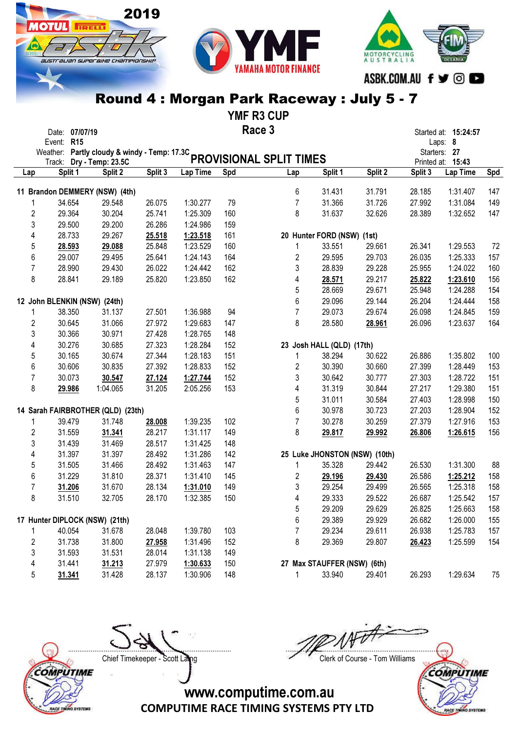# Round 4 : Morgan Park Raceway : July 5 - 7

## YMF R3 CUP

### Race 3

Date: **07/07/19**
Event: **R15**
Weather: **Partly cloudy & windy - Temp: 17.3C**
Track: **Dry - Temp: 23.5C**

Started at: **15:24:57**
Laps: **8**
Starters: **27**
Printed at: **15:43**

## PROVISIONAL SPLIT TIMES

**11 Brandon DEMMERY (NSW) (4th)**

| Lap | Split 1 | Split 2 | Split 3 | Lap Time | Spd |
|---|---|---|---|---|---|
| 1 | 34.654 | 29.548 | 26.075 | 1:30.277 | 79 |
| 2 | 29.364 | 30.204 | 25.741 | 1:25.309 | 160 |
| 3 | 29.500 | 29.200 | 26.286 | 1:24.986 | 159 |
| 4 | 28.733 | 29.267 | **25.518** | **1:23.518** | 161 |
| 5 | **28.593** | **29.088** | 25.848 | 1:23.529 | 160 |
| 6 | 29.007 | 29.495 | 25.641 | 1:24.143 | 164 |
| 7 | 28.990 | 29.430 | 26.022 | 1:24.442 | 162 |
| 8 | 28.841 | 29.189 | 25.820 | 1:23.850 | 162 |

**12 John BLENKIN (NSW) (24th)**

| Lap | Split 1 | Split 2 | Split 3 | Lap Time | Spd |
|---|---|---|---|---|---|
| 1 | 38.350 | 31.137 | 27.501 | 1:36.988 | 94 |
| 2 | 30.645 | 31.066 | 27.972 | 1:29.683 | 147 |
| 3 | 30.366 | 30.971 | 27.428 | 1:28.765 | 148 |
| 4 | 30.276 | 30.685 | 27.323 | 1:28.284 | 152 |
| 5 | 30.165 | 30.674 | 27.344 | 1:28.183 | 151 |
| 6 | 30.606 | 30.835 | 27.392 | 1:28.833 | 152 |
| 7 | 30.073 | **30.547** | **27.124** | **1:27.744** | 152 |
| 8 | **29.986** | 1:04.065 | 31.205 | 2:05.256 | 153 |

**14 Sarah FAIRBROTHER (QLD) (23th)**

| Lap | Split 1 | Split 2 | Split 3 | Lap Time | Spd |
|---|---|---|---|---|---|
| 1 | 39.479 | 31.748 | **28.008** | 1:39.235 | 102 |
| 2 | 31.559 | **31.341** | 28.217 | 1:31.117 | 149 |
| 3 | 31.439 | 31.469 | 28.517 | 1:31.425 | 148 |
| 4 | 31.397 | 31.397 | 28.492 | 1:31.286 | 142 |
| 5 | 31.505 | 31.466 | 28.492 | 1:31.463 | 147 |
| 6 | 31.229 | 31.810 | 28.371 | 1:31.410 | 145 |
| 7 | **31.206** | 31.670 | 28.134 | **1:31.010** | 149 |
| 8 | 31.510 | 32.705 | 28.170 | 1:32.385 | 150 |

**17 Hunter DIPLOCK (NSW) (21th)**

| Lap | Split 1 | Split 2 | Split 3 | Lap Time | Spd |
|---|---|---|---|---|---|
| 1 | 40.054 | 31.678 | 28.048 | 1:39.780 | 103 |
| 2 | 31.738 | 31.800 | **27.958** | 1:31.496 | 152 |
| 3 | 31.593 | 31.531 | 28.014 | 1:31.138 | 149 |
| 4 | 31.441 | **31.213** | 27.979 | **1:30.633** | 150 |
| 5 | **31.341** | 31.428 | 28.137 | 1:30.906 | 148 |
| 6 | 31.431 | 31.791 | 28.185 | 1:31.407 | 147 |
| 7 | 31.366 | 31.726 | 27.992 | 1:31.084 | 149 |
| 8 | 31.637 | 32.626 | 28.389 | 1:32.652 | 147 |

**20 Hunter FORD (NSW) (1st)**

| Lap | Split 1 | Split 2 | Split 3 | Lap Time | Spd |
|---|---|---|---|---|---|
| 1 | 33.551 | 29.661 | 26.341 | 1:29.553 | 72 |
| 2 | 29.595 | 29.703 | 26.035 | 1:25.333 | 157 |
| 3 | 28.839 | 29.228 | 25.955 | 1:24.022 | 160 |
| 4 | **28.571** | 29.217 | **25.822** | **1:23.610** | 156 |
| 5 | 28.669 | 29.671 | 25.948 | 1:24.288 | 154 |
| 6 | 29.096 | 29.144 | 26.204 | 1:24.444 | 158 |
| 7 | 29.073 | 29.674 | 26.098 | 1:24.845 | 159 |
| 8 | 28.580 | **28.961** | 26.096 | 1:23.637 | 164 |

**23 Josh HALL (QLD) (17th)**

| Lap | Split 1 | Split 2 | Split 3 | Lap Time | Spd |
|---|---|---|---|---|---|
| 1 | 38.294 | 30.622 | 26.886 | 1:35.802 | 100 |
| 2 | 30.390 | 30.660 | 27.399 | 1:28.449 | 153 |
| 3 | 30.642 | 30.777 | 27.303 | 1:28.722 | 151 |
| 4 | 31.319 | 30.844 | 27.217 | 1:29.380 | 151 |
| 5 | 31.011 | 30.584 | 27.403 | 1:28.998 | 150 |
| 6 | 30.978 | 30.723 | 27.203 | 1:28.904 | 152 |
| 7 | 30.278 | 30.259 | 27.379 | 1:27.916 | 153 |
| 8 | **29.817** | **29.992** | **26.806** | **1:26.615** | 156 |

**25 Luke JHONSTON (NSW) (10th)**

| Lap | Split 1 | Split 2 | Split 3 | Lap Time | Spd |
|---|---|---|---|---|---|
| 1 | 35.328 | 29.442 | 26.530 | 1:31.300 | 88 |
| 2 | **29.196** | **29.430** | 26.586 | **1:25.212** | 158 |
| 3 | 29.254 | 29.499 | 26.565 | 1:25.318 | 158 |
| 4 | 29.333 | 29.522 | 26.687 | 1:25.542 | 157 |
| 5 | 29.209 | 29.629 | 26.825 | 1:25.663 | 158 |
| 6 | 29.389 | 29.929 | 26.682 | 1:26.000 | 155 |
| 7 | 29.234 | 29.611 | 26.938 | 1:25.783 | 157 |
| 8 | 29.369 | 29.807 | **26.423** | 1:25.599 | 154 |

**27 Max STAUFFER (NSW) (6th)**

| Lap | Split 1 | Split 2 | Split 3 | Lap Time | Spd |
|---|---|---|---|---|---|
| 1 | 33.940 | 29.401 | 26.293 | 1:29.634 | 75 |

Chief Timekeeper - Scott Laing

Clerk of Course - Tom Williams

www.computime.com.au
COMPUTIME RACE TIMING SYSTEMS PTY LTD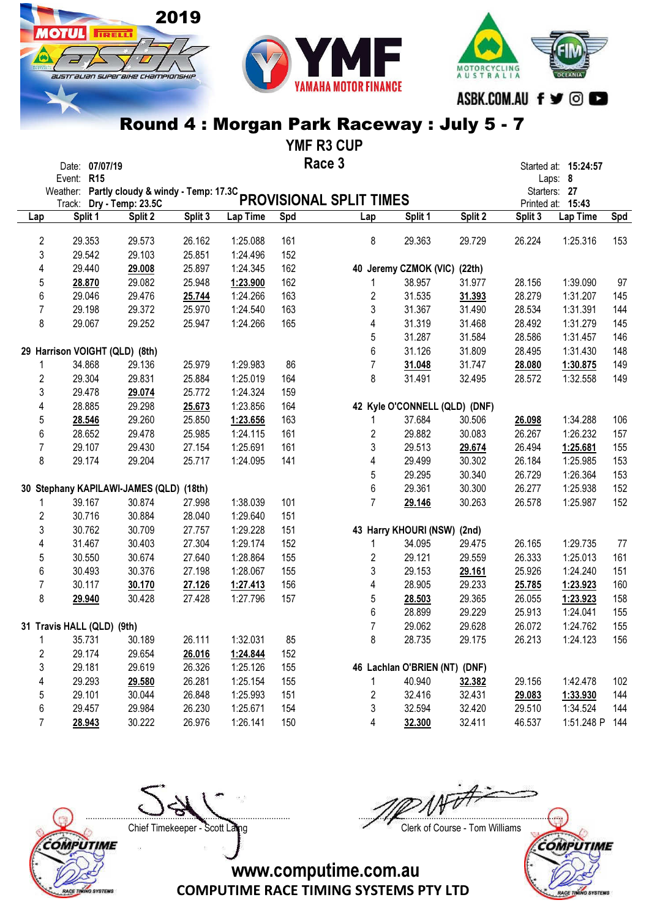## Round 4 : Morgan Park Raceway : July 5 - 7

### YMF R3 CUP

### Race 3

Date: **07/07/19**
Event: **R15**
Weather: **Partly cloudy & windy - Temp: 17.3C**
Track: **Dry - Temp: 23.5C**

Started at: **15:24:57**
Laps: **8**
Starters: **27**
Printed at: **15:43**

### PROVISIONAL SPLIT TIMES

| Lap | Split 1 | Split 2 | Split 3 | Lap Time | Spd |
|---|---|---|---|---|---|
| 2 | 29.353 | 29.573 | 26.162 | 1:25.088 | 161 |
| 3 | 29.542 | 29.103 | 25.851 | 1:24.496 | 152 |
| 4 | 29.440 | **29.008** | 25.897 | 1:24.345 | 162 |
| 5 | **28.870** | 29.082 | 25.948 | **1:23.900** | 162 |
| 6 | 29.046 | 29.476 | **25.744** | 1:24.266 | 163 |
| 7 | 29.198 | 29.372 | 25.970 | 1:24.540 | 163 |
| 8 | 29.067 | 29.252 | 25.947 | 1:24.266 | 165 |
| **29 Harrison VOIGHT (QLD) (8th)** | | | | | |
| 1 | 34.868 | 29.136 | 25.979 | 1:29.983 | 86 |
| 2 | 29.304 | 29.831 | 25.884 | 1:25.019 | 164 |
| 3 | 29.478 | **29.074** | 25.772 | 1:24.324 | 159 |
| 4 | 28.885 | 29.298 | **25.673** | 1:23.856 | 164 |
| 5 | **28.546** | 29.260 | 25.850 | **1:23.656** | 163 |
| 6 | 28.652 | 29.478 | 25.985 | 1:24.115 | 161 |
| 7 | 29.107 | 29.430 | 27.154 | 1:25.691 | 161 |
| 8 | 29.174 | 29.204 | 25.717 | 1:24.095 | 141 |
| **30 Stephany KAPILAWI-JAMES (QLD) (18th)** | | | | | |
| 1 | 39.167 | 30.874 | 27.998 | 1:38.039 | 101 |
| 2 | 30.716 | 30.884 | 28.040 | 1:29.640 | 151 |
| 3 | 30.762 | 30.709 | 27.757 | 1:29.228 | 151 |
| 4 | 31.467 | 30.403 | 27.304 | 1:29.174 | 152 |
| 5 | 30.550 | 30.674 | 27.640 | 1:28.864 | 155 |
| 6 | 30.493 | 30.376 | 27.198 | 1:28.067 | 155 |
| 7 | 30.117 | **30.170** | **27.126** | **1:27.413** | 156 |
| 8 | **29.940** | 30.428 | 27.428 | 1:27.796 | 157 |
| **31 Travis HALL (QLD) (9th)** | | | | | |
| 1 | 35.731 | 30.189 | 26.111 | 1:32.031 | 85 |
| 2 | 29.174 | 29.654 | **26.016** | **1:24.844** | 152 |
| 3 | 29.181 | 29.619 | 26.326 | 1:25.126 | 155 |
| 4 | 29.293 | **29.580** | 26.281 | 1:25.154 | 155 |
| 5 | 29.101 | 30.044 | 26.848 | 1:25.993 | 151 |
| 6 | 29.457 | 29.984 | 26.230 | 1:25.671 | 154 |
| 7 | **28.943** | 30.222 | 26.976 | 1:26.141 | 150 |
| 8 | 29.363 | 29.729 | 26.224 | 1:25.316 | 153 |
| **40 Jeremy CZMOK (VIC) (22th)** | | | | | |
| 1 | 38.957 | 31.977 | 28.156 | 1:39.090 | 97 |
| 2 | 31.535 | **31.393** | 28.279 | 1:31.207 | 145 |
| 3 | 31.367 | 31.490 | 28.534 | 1:31.391 | 144 |
| 4 | 31.319 | 31.468 | 28.492 | 1:31.279 | 145 |
| 5 | 31.287 | 31.584 | 28.586 | 1:31.457 | 146 |
| 6 | 31.126 | 31.809 | 28.495 | 1:31.430 | 148 |
| 7 | **31.048** | 31.747 | **28.080** | **1:30.875** | 149 |
| 8 | 31.491 | 32.495 | 28.572 | 1:32.558 | 149 |
| **42 Kyle O'CONNELL (QLD) (DNF)** | | | | | |
| 1 | 37.684 | 30.506 | **26.098** | 1:34.288 | 106 |
| 2 | 29.882 | 30.083 | 26.267 | 1:26.232 | 157 |
| 3 | 29.513 | **29.674** | 26.494 | **1:25.681** | 155 |
| 4 | 29.499 | 30.302 | 26.184 | 1:25.985 | 153 |
| 5 | 29.295 | 30.340 | 26.729 | 1:26.364 | 153 |
| 6 | 29.361 | 30.300 | 26.277 | 1:25.938 | 152 |
| 7 | **29.146** | 30.263 | 26.578 | 1:25.987 | 152 |
| **43 Harry KHOURI (NSW) (2nd)** | | | | | |
| 1 | 34.095 | 29.475 | 26.165 | 1:29.735 | 77 |
| 2 | 29.121 | 29.559 | 26.333 | 1:25.013 | 161 |
| 3 | 29.153 | **29.161** | 25.926 | 1:24.240 | 151 |
| 4 | 28.905 | 29.233 | **25.785** | **1:23.923** | 160 |
| 5 | **28.503** | 29.365 | 26.055 | **1:23.923** | 158 |
| 6 | 28.899 | 29.229 | 25.913 | 1:24.041 | 155 |
| 7 | 29.062 | 29.628 | 26.072 | 1:24.762 | 155 |
| 8 | 28.735 | 29.175 | 26.213 | 1:24.123 | 156 |
| **46 Lachlan O'BRIEN (NT) (DNF)** | | | | | |
| 1 | 40.940 | **32.382** | 29.156 | 1:42.478 | 102 |
| 2 | 32.416 | 32.431 | **29.083** | **1:33.930** | 144 |
| 3 | 32.594 | 32.420 | 29.510 | 1:34.524 | 144 |
| 4 | **32.300** | 32.411 | 46.537 | 1:51.248 P | 144 |

Chief Timekeeper - Scott Laing

Clerk of Course - Tom Williams

www.computime.com.au
COMPUTIME RACE TIMING SYSTEMS PTY LTD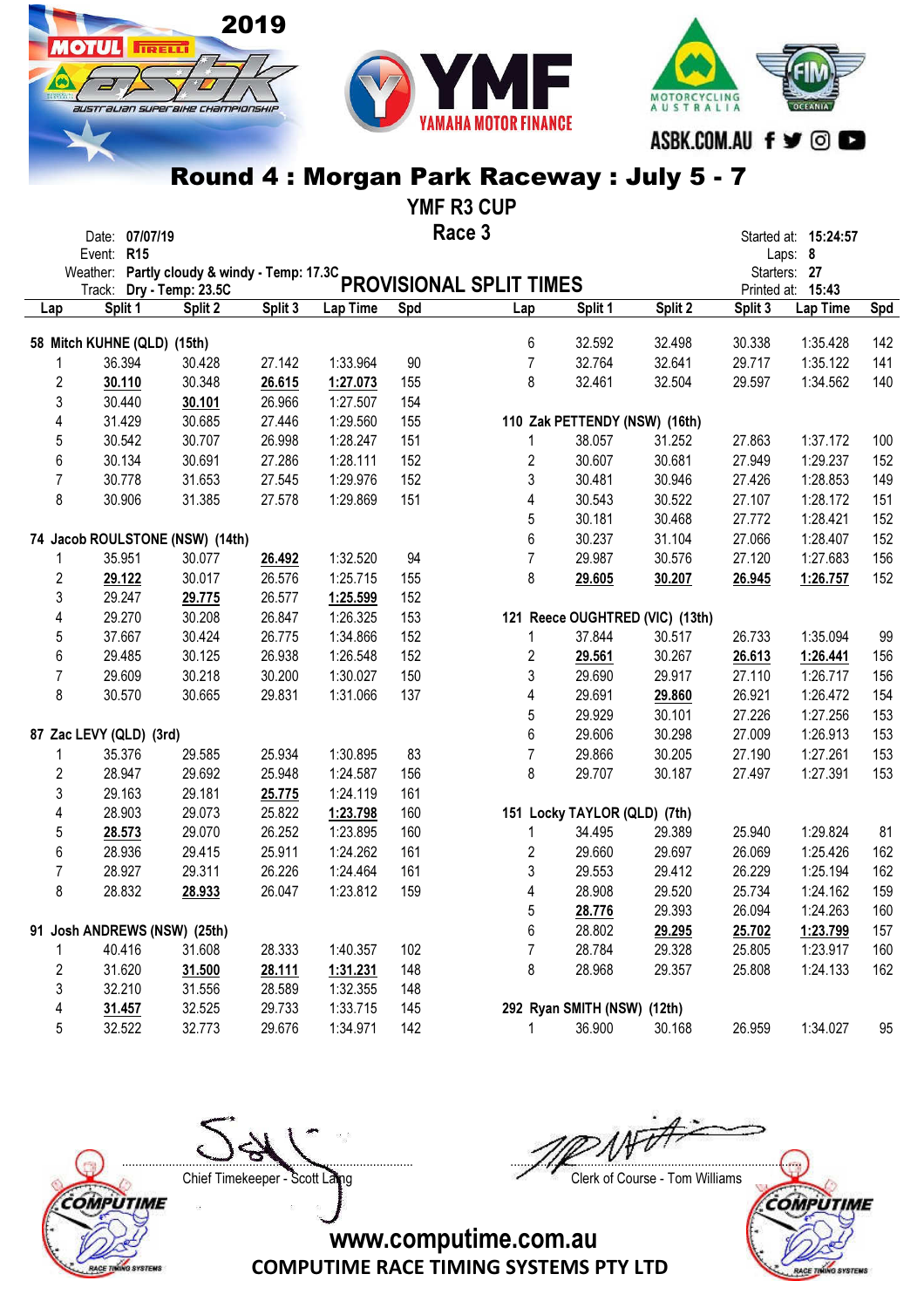# Round 4 : Morgan Park Raceway : July 5 - 7

## YMF R3 CUP

## Race 3

Date: **07/07/19**
Event: **R15**
Weather: **Partly cloudy & windy - Temp: 17.3C**
Track: **Dry - Temp: 23.5C**

Started at: **15:24:57**
Laps: **8**
Starters: **27**
Printed at: **15:43**

### PROVISIONAL SPLIT TIMES

**58 Mitch KUHNE (QLD) (15th)**

| Lap | Split 1 | Split 2 | Split 3 | Lap Time | Spd |
|---|---|---|---|---|---|
| 1 | 36.394 | 30.428 | 27.142 | 1:33.964 | 90 |
| 2 | **30.110** | 30.348 | **26.615** | **1:27.073** | 155 |
| 3 | 30.440 | **30.101** | 26.966 | 1:27.507 | 154 |
| 4 | 31.429 | 30.685 | 27.446 | 1:29.560 | 155 |
| 5 | 30.542 | 30.707 | 26.998 | 1:28.247 | 151 |
| 6 | 30.134 | 30.691 | 27.286 | 1:28.111 | 152 |
| 7 | 30.778 | 31.653 | 27.545 | 1:29.976 | 152 |
| 8 | 30.906 | 31.385 | 27.578 | 1:29.869 | 151 |

**74 Jacob ROULSTONE (NSW) (14th)**

| Lap | Split 1 | Split 2 | Split 3 | Lap Time | Spd |
|---|---|---|---|---|---|
| 1 | 35.951 | 30.077 | **26.492** | 1:32.520 | 94 |
| 2 | **29.122** | 30.017 | 26.576 | 1:25.715 | 155 |
| 3 | 29.247 | **29.775** | 26.577 | **1:25.599** | 152 |
| 4 | 29.270 | 30.208 | 26.847 | 1:26.325 | 153 |
| 5 | 37.667 | 30.424 | 26.775 | 1:34.866 | 152 |
| 6 | 29.485 | 30.125 | 26.938 | 1:26.548 | 152 |
| 7 | 29.609 | 30.218 | 30.200 | 1:30.027 | 150 |
| 8 | 30.570 | 30.665 | 29.831 | 1:31.066 | 137 |

**87 Zac LEVY (QLD) (3rd)**

| Lap | Split 1 | Split 2 | Split 3 | Lap Time | Spd |
|---|---|---|---|---|---|
| 1 | 35.376 | 29.585 | 25.934 | 1:30.895 | 83 |
| 2 | 28.947 | 29.692 | 25.948 | 1:24.587 | 156 |
| 3 | 29.163 | 29.181 | **25.775** | 1:24.119 | 161 |
| 4 | 28.903 | 29.073 | 25.822 | **1:23.798** | 160 |
| 5 | **28.573** | 29.070 | 26.252 | 1:23.895 | 160 |
| 6 | 28.936 | 29.415 | 25.911 | 1:24.262 | 161 |
| 7 | 28.927 | 29.311 | 26.226 | 1:24.464 | 161 |
| 8 | 28.832 | **28.933** | 26.047 | 1:23.812 | 159 |

**91 Josh ANDREWS (NSW) (25th)**

| Lap | Split 1 | Split 2 | Split 3 | Lap Time | Spd |
|---|---|---|---|---|---|
| 1 | 40.416 | 31.608 | 28.333 | 1:40.357 | 102 |
| 2 | 31.620 | **31.500** | **28.111** | **1:31.231** | 148 |
| 3 | 32.210 | 31.556 | 28.589 | 1:32.355 | 148 |
| 4 | **31.457** | 32.525 | 29.733 | 1:33.715 | 145 |
| 5 | 32.522 | 32.773 | 29.676 | 1:34.971 | 142 |
| 6 | 32.592 | 32.498 | 30.338 | 1:35.428 | 142 |
| 7 | 32.764 | 32.641 | 29.717 | 1:35.122 | 141 |
| 8 | 32.461 | 32.504 | 29.597 | 1:34.562 | 140 |

**110 Zak PETTENDY (NSW) (16th)**

| Lap | Split 1 | Split 2 | Split 3 | Lap Time | Spd |
|---|---|---|---|---|---|
| 1 | 38.057 | 31.252 | 27.863 | 1:37.172 | 100 |
| 2 | 30.607 | 30.681 | 27.949 | 1:29.237 | 152 |
| 3 | 30.481 | 30.946 | 27.426 | 1:28.853 | 149 |
| 4 | 30.543 | 30.522 | 27.107 | 1:28.172 | 151 |
| 5 | 30.181 | 30.468 | 27.772 | 1:28.421 | 152 |
| 6 | 30.237 | 31.104 | 27.066 | 1:28.407 | 152 |
| 7 | 29.987 | 30.576 | 27.120 | 1:27.683 | 156 |
| 8 | **29.605** | **30.207** | **26.945** | **1:26.757** | 152 |

**121 Reece OUGHTRED (VIC) (13th)**

| Lap | Split 1 | Split 2 | Split 3 | Lap Time | Spd |
|---|---|---|---|---|---|
| 1 | 37.844 | 30.517 | 26.733 | 1:35.094 | 99 |
| 2 | **29.561** | 30.267 | **26.613** | **1:26.441** | 156 |
| 3 | 29.690 | 29.917 | 27.110 | 1:26.717 | 156 |
| 4 | 29.691 | **29.860** | 26.921 | 1:26.472 | 154 |
| 5 | 29.929 | 30.101 | 27.226 | 1:27.256 | 153 |
| 6 | 29.606 | 30.298 | 27.009 | 1:26.913 | 153 |
| 7 | 29.866 | 30.205 | 27.190 | 1:27.261 | 153 |
| 8 | 29.707 | 30.187 | 27.497 | 1:27.391 | 153 |

**151 Locky TAYLOR (QLD) (7th)**

| Lap | Split 1 | Split 2 | Split 3 | Lap Time | Spd |
|---|---|---|---|---|---|
| 1 | 34.495 | 29.389 | 25.940 | 1:29.824 | 81 |
| 2 | 29.660 | 29.697 | 26.069 | 1:25.426 | 162 |
| 3 | 29.553 | 29.412 | 26.229 | 1:25.194 | 162 |
| 4 | 28.908 | 29.520 | 25.734 | 1:24.162 | 159 |
| 5 | **28.776** | 29.393 | 26.094 | 1:24.263 | 160 |
| 6 | 28.802 | **29.295** | **25.702** | **1:23.799** | 157 |
| 7 | 28.784 | 29.328 | 25.805 | 1:23.917 | 160 |
| 8 | 28.968 | 29.357 | 25.808 | 1:24.133 | 162 |

**292 Ryan SMITH (NSW) (12th)**

| Lap | Split 1 | Split 2 | Split 3 | Lap Time | Spd |
|---|---|---|---|---|---|
| 1 | 36.900 | 30.168 | 26.959 | 1:34.027 | 95 |

Chief Timekeeper - Scott Laing

Clerk of Course - Tom Williams

www.computime.com.au
COMPUTIME RACE TIMING SYSTEMS PTY LTD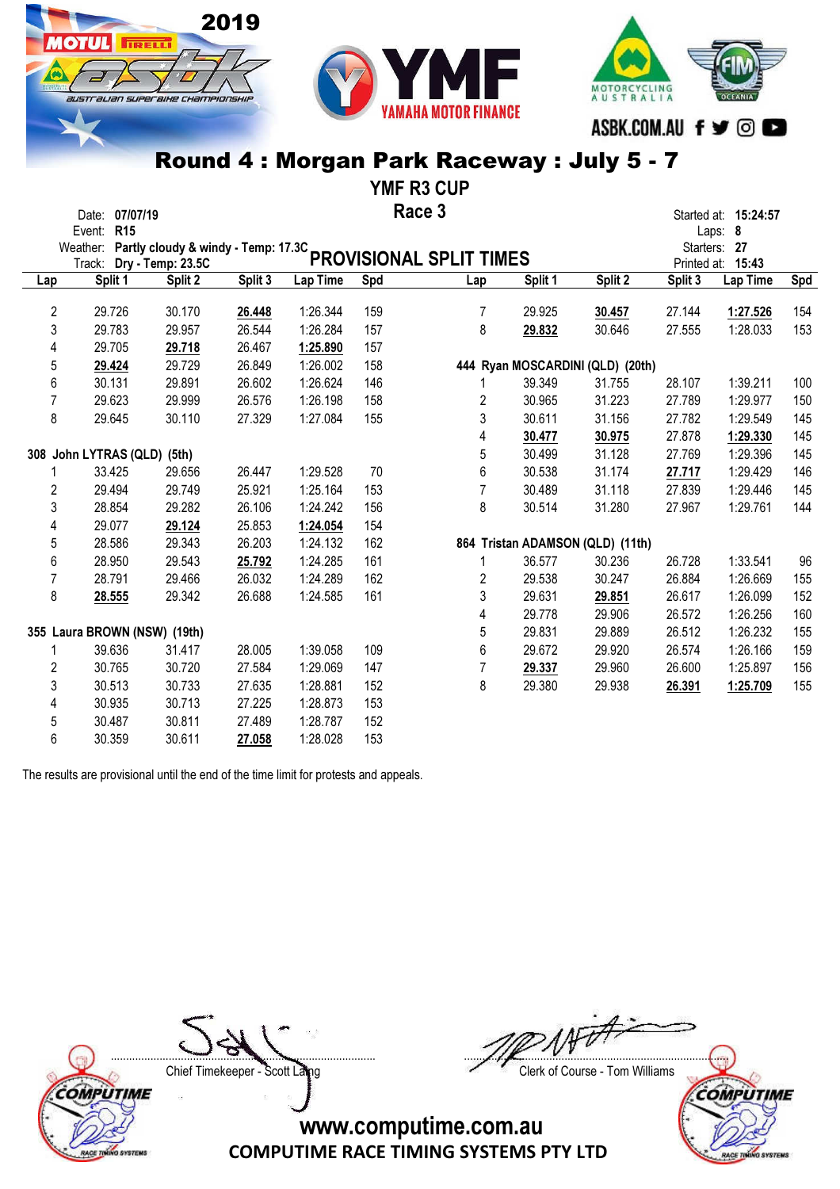## Round 4 : Morgan Park Raceway : July 5 - 7

### YMF R3 CUP

### Race 3

Date: **07/07/19**
Event: **R15**
Weather: **Partly cloudy & windy - Temp: 17.3C**
Track: **Dry - Temp: 23.5C**

Started at: **15:24:57**
Laps: **8**
Starters: **27**
Printed at: **15:43**

### PROVISIONAL SPLIT TIMES

| Lap | Split 1 | Split 2 | Split 3 | Lap Time | Spd |
|---|---|---|---|---|---|
| 2 | 29.726 | 30.170 | **26.448** | 1:26.344 | 159 |
| 3 | 29.783 | 29.957 | 26.544 | 1:26.284 | 157 |
| 4 | 29.705 | **29.718** | 26.467 | **1:25.890** | 157 |
| 5 | **29.424** | 29.729 | 26.849 | 1:26.002 | 158 |
| 6 | 30.131 | 29.891 | 26.602 | 1:26.624 | 146 |
| 7 | 29.623 | 29.999 | 26.576 | 1:26.198 | 158 |
| 8 | 29.645 | 30.110 | 27.329 | 1:27.084 | 155 |

**308 John LYTRAS (QLD) (5th)**

| Lap | Split 1 | Split 2 | Split 3 | Lap Time | Spd |
|---|---|---|---|---|---|
| 1 | 33.425 | 29.656 | 26.447 | 1:29.528 | 70 |
| 2 | 29.494 | 29.749 | 25.921 | 1:25.164 | 153 |
| 3 | 28.854 | 29.282 | 26.106 | 1:24.242 | 156 |
| 4 | 29.077 | **29.124** | 25.853 | **1:24.054** | 154 |
| 5 | 28.586 | 29.343 | 26.203 | 1:24.132 | 162 |
| 6 | 28.950 | 29.543 | **25.792** | 1:24.285 | 161 |
| 7 | 28.791 | 29.466 | 26.032 | 1:24.289 | 162 |
| 8 | **28.555** | 29.342 | 26.688 | 1:24.585 | 161 |

**355 Laura BROWN (NSW) (19th)**

| Lap | Split 1 | Split 2 | Split 3 | Lap Time | Spd |
|---|---|---|---|---|---|
| 1 | 39.636 | 31.417 | 28.005 | 1:39.058 | 109 |
| 2 | 30.765 | 30.720 | 27.584 | 1:29.069 | 147 |
| 3 | 30.513 | 30.733 | 27.635 | 1:28.881 | 152 |
| 4 | 30.935 | 30.713 | 27.225 | 1:28.873 | 153 |
| 5 | 30.487 | 30.811 | 27.489 | 1:28.787 | 152 |
| 6 | 30.359 | 30.611 | **27.058** | 1:28.028 | 153 |
| 7 | 29.925 | **30.457** | 27.144 | **1:27.526** | 154 |
| 8 | **29.832** | 30.646 | 27.555 | 1:28.033 | 153 |

**444 Ryan MOSCARDINI (QLD) (20th)**

| Lap | Split 1 | Split 2 | Split 3 | Lap Time | Spd |
|---|---|---|---|---|---|
| 1 | 39.349 | 31.755 | 28.107 | 1:39.211 | 100 |
| 2 | 30.965 | 31.223 | 27.789 | 1:29.977 | 150 |
| 3 | 30.611 | 31.156 | 27.782 | 1:29.549 | 145 |
| 4 | **30.477** | **30.975** | 27.878 | **1:29.330** | 145 |
| 5 | 30.499 | 31.128 | 27.769 | 1:29.396 | 145 |
| 6 | 30.538 | 31.174 | **27.717** | 1:29.429 | 146 |
| 7 | 30.489 | 31.118 | 27.839 | 1:29.446 | 145 |
| 8 | 30.514 | 31.280 | 27.967 | 1:29.761 | 144 |

**864 Tristan ADAMSON (QLD) (11th)**

| Lap | Split 1 | Split 2 | Split 3 | Lap Time | Spd |
|---|---|---|---|---|---|
| 1 | 36.577 | 30.236 | 26.728 | 1:33.541 | 96 |
| 2 | 29.538 | 30.247 | 26.884 | 1:26.669 | 155 |
| 3 | 29.631 | **29.851** | 26.617 | 1:26.099 | 152 |
| 4 | 29.778 | 29.906 | 26.572 | 1:26.256 | 160 |
| 5 | 29.831 | 29.889 | 26.512 | 1:26.232 | 155 |
| 6 | 29.672 | 29.920 | 26.574 | 1:26.166 | 159 |
| 7 | **29.337** | 29.960 | 26.600 | 1:25.897 | 156 |
| 8 | 29.380 | 29.938 | **26.391** | **1:25.709** | 155 |

The results are provisional until the end of the time limit for protests and appeals.

Chief Timekeeper - Scott Laing

Clerk of Course - Tom Williams

www.computime.com.au
COMPUTIME RACE TIMING SYSTEMS PTY LTD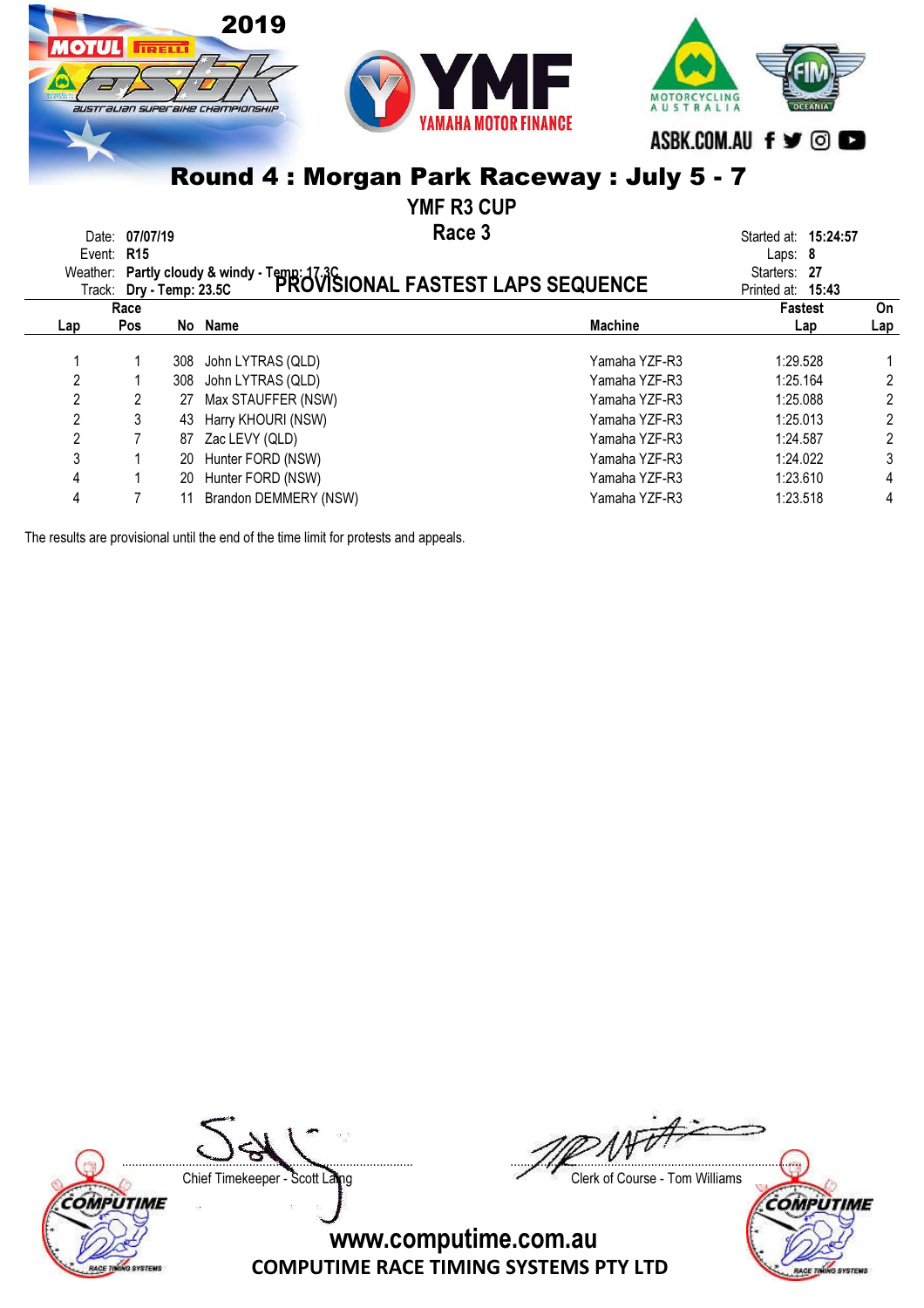# Round 4 : Morgan Park Raceway : July 5 - 7

## YMF R3 CUP

## Race 3

Date: **07/07/19**
Event: **R15**
Weather: **Partly cloudy & windy - Temp: 17.3C**
Track: **Dry - Temp: 23.5C**

### PROVISIONAL FASTEST LAPS SEQUENCE

Started at: **15:24:57**
Laps: **8**
Starters: **27**
Printed at: **15:43**

| Lap | Race Pos | No | Name | Machine | Fastest Lap | On Lap |
|---|---|---|---|---|---|---|
| 1 | 1 | 308 | John LYTRAS (QLD) | Yamaha YZF-R3 | 1:29.528 | 1 |
| 2 | 1 | 308 | John LYTRAS (QLD) | Yamaha YZF-R3 | 1:25.164 | 2 |
| 2 | 2 | 27 | Max STAUFFER (NSW) | Yamaha YZF-R3 | 1:25.088 | 2 |
| 2 | 3 | 43 | Harry KHOURI (NSW) | Yamaha YZF-R3 | 1:25.013 | 2 |
| 2 | 7 | 87 | Zac LEVY (QLD) | Yamaha YZF-R3 | 1:24.587 | 2 |
| 3 | 1 | 20 | Hunter FORD (NSW) | Yamaha YZF-R3 | 1:24.022 | 3 |
| 4 | 1 | 20 | Hunter FORD (NSW) | Yamaha YZF-R3 | 1:23.610 | 4 |
| 4 | 7 | 11 | Brandon DEMMERY (NSW) | Yamaha YZF-R3 | 1:23.518 | 4 |

The results are provisional until the end of the time limit for protests and appeals.

Chief Timekeeper - Scott Laing

Clerk of Course - Tom Williams

www.computime.com.au
COMPUTIME RACE TIMING SYSTEMS PTY LTD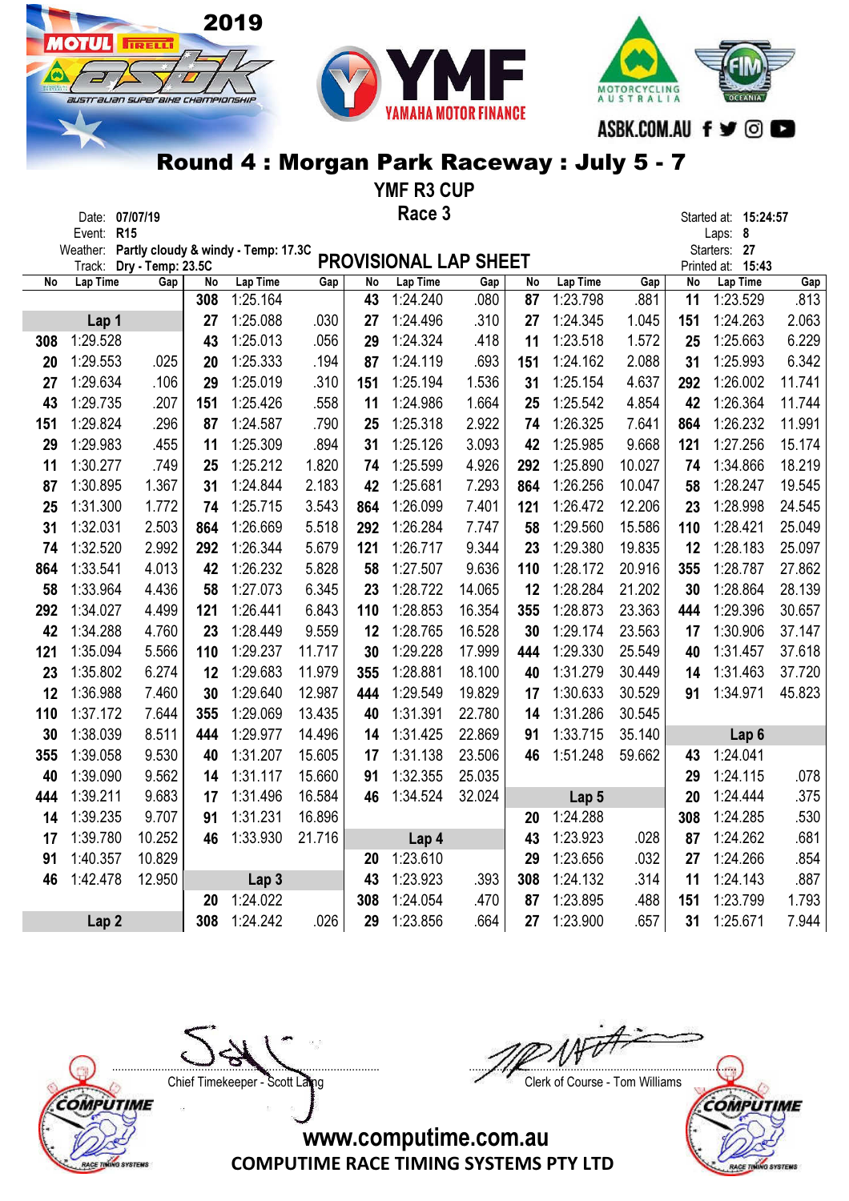2019 Motul Pirelli ASBK Australian Superbike Championship

YAMAHA MOTOR FINANCE

MOTORCYCLING AUSTRALIA | FIM OCEANIA

ASBK.COM.AU

# Round 4 : Morgan Park Raceway : July 5 - 7

## YMF R3 CUP

## Race 3

Date: 07/07/19
Event: R15
Weather: Partly cloudy & windy - Temp: 17.3C
Track: Dry - Temp: 23.5C

Started at: 15:24:57
Laps: 8
Starters: 27
Printed at: 15:43

### PROVISIONAL LAP SHEET

| No | Lap Time | Gap | No | Lap Time | Gap | No | Lap Time | Gap | No | Lap Time | Gap | No | Lap Time | Gap |
|---|---|---|---|---|---|---|---|---|---|---|---|---|---|---|
| | | | 308 | 1:25.164 | | 43 | 1:24.240 | .080 | 87 | 1:23.798 | .881 | 11 | 1:23.529 | .813 |
| **Lap 1** | | | 27 | 1:25.088 | .030 | 27 | 1:24.496 | .310 | 27 | 1:24.345 | 1.045 | 151 | 1:24.263 | 2.063 |
| 308 | 1:29.528 | | 43 | 1:25.013 | .056 | 29 | 1:24.324 | .418 | 11 | 1:23.518 | 1.572 | 25 | 1:25.663 | 6.229 |
| 20 | 1:29.553 | .025 | 20 | 1:25.333 | .194 | 87 | 1:24.119 | .693 | 151 | 1:24.162 | 2.088 | 31 | 1:25.993 | 6.342 |
| 27 | 1:29.634 | .106 | 29 | 1:25.019 | .310 | 151 | 1:25.194 | 1.536 | 31 | 1:25.154 | 4.637 | 292 | 1:26.002 | 11.741 |
| 43 | 1:29.735 | .207 | 151 | 1:25.426 | .558 | 11 | 1:24.986 | 1.664 | 25 | 1:25.542 | 4.854 | 42 | 1:26.364 | 11.744 |
| 151 | 1:29.824 | .296 | 87 | 1:24.587 | .790 | 25 | 1:25.318 | 2.922 | 74 | 1:26.325 | 7.641 | 864 | 1:26.232 | 11.991 |
| 29 | 1:29.983 | .455 | 11 | 1:25.309 | .894 | 31 | 1:25.126 | 3.093 | 42 | 1:25.985 | 9.668 | 121 | 1:27.256 | 15.174 |
| 11 | 1:30.277 | .749 | 25 | 1:25.212 | 1.820 | 74 | 1:25.599 | 4.926 | 292 | 1:25.890 | 10.027 | 74 | 1:34.866 | 18.219 |
| 87 | 1:30.895 | 1.367 | 31 | 1:24.844 | 2.183 | 42 | 1:25.681 | 7.293 | 864 | 1:26.256 | 10.047 | 58 | 1:28.247 | 19.545 |
| 25 | 1:31.300 | 1.772 | 74 | 1:25.715 | 3.543 | 864 | 1:26.099 | 7.401 | 121 | 1:26.472 | 12.206 | 23 | 1:28.998 | 24.545 |
| 31 | 1:32.031 | 2.503 | 864 | 1:26.669 | 5.518 | 292 | 1:26.284 | 7.747 | 58 | 1:29.560 | 15.586 | 110 | 1:28.421 | 25.049 |
| 74 | 1:32.520 | 2.992 | 292 | 1:26.344 | 5.679 | 121 | 1:26.717 | 9.344 | 23 | 1:29.380 | 19.835 | 12 | 1:28.183 | 25.097 |
| 864 | 1:33.541 | 4.013 | 42 | 1:26.232 | 5.828 | 58 | 1:27.507 | 9.636 | 110 | 1:28.172 | 20.916 | 355 | 1:28.787 | 27.862 |
| 58 | 1:33.964 | 4.436 | 58 | 1:27.073 | 6.345 | 23 | 1:28.722 | 14.065 | 12 | 1:28.284 | 21.202 | 30 | 1:28.864 | 28.139 |
| 292 | 1:34.027 | 4.499 | 121 | 1:26.441 | 6.843 | 110 | 1:28.853 | 16.354 | 355 | 1:28.873 | 23.363 | 444 | 1:29.396 | 30.657 |
| 42 | 1:34.288 | 4.760 | 23 | 1:28.449 | 9.559 | 12 | 1:28.765 | 16.528 | 30 | 1:29.174 | 23.563 | 17 | 1:30.906 | 37.147 |
| 121 | 1:35.094 | 5.566 | 110 | 1:29.237 | 11.717 | 30 | 1:29.228 | 17.999 | 444 | 1:29.330 | 25.549 | 40 | 1:31.457 | 37.618 |
| 23 | 1:35.802 | 6.274 | 12 | 1:29.683 | 11.979 | 355 | 1:28.881 | 18.100 | 40 | 1:31.279 | 30.449 | 14 | 1:31.463 | 37.720 |
| 12 | 1:36.988 | 7.460 | 30 | 1:29.640 | 12.987 | 444 | 1:29.549 | 19.829 | 17 | 1:30.633 | 30.529 | 91 | 1:34.971 | 45.823 |
| 110 | 1:37.172 | 7.644 | 355 | 1:29.069 | 13.435 | 40 | 1:31.391 | 22.780 | 14 | 1:31.286 | 30.545 | **Lap 6** | | |
| 30 | 1:38.039 | 8.511 | 444 | 1:29.977 | 14.496 | 14 | 1:31.425 | 22.869 | 91 | 1:33.715 | 35.140 | 43 | 1:24.041 | |
| 355 | 1:39.058 | 9.530 | 40 | 1:31.207 | 15.605 | 17 | 1:31.138 | 23.506 | 46 | 1:51.248 | 59.662 | 29 | 1:24.115 | .078 |
| 40 | 1:39.090 | 9.562 | 14 | 1:31.117 | 15.660 | 91 | 1:32.355 | 25.035 | | | | 20 | 1:24.444 | .375 |
| 444 | 1:39.211 | 9.683 | 17 | 1:31.496 | 16.584 | 46 | 1:34.524 | 32.024 | **Lap 5** | | | 308 | 1:24.285 | .530 |
| 14 | 1:39.235 | 9.707 | 91 | 1:31.231 | 16.896 | | | | 20 | 1:24.288 | | 87 | 1:24.262 | .681 |
| 17 | 1:39.780 | 10.252 | 46 | 1:33.930 | 21.716 | **Lap 4** | | | 43 | 1:23.923 | .028 | 27 | 1:24.266 | .854 |
| 91 | 1:40.357 | 10.829 | | | | 20 | 1:23.610 | | 29 | 1:23.656 | .032 | 11 | 1:24.143 | .887 |
| 46 | 1:42.478 | 12.950 | **Lap 3** | | | 43 | 1:23.923 | .393 | 308 | 1:24.132 | .314 | 151 | 1:23.799 | 1.793 |
| | | | 20 | 1:24.022 | | 308 | 1:24.054 | .470 | 87 | 1:23.895 | .488 | 31 | 1:25.671 | 7.944 |
| **Lap 2** | | | 308 | 1:24.242 | .026 | 29 | 1:23.856 | .664 | 27 | 1:23.900 | .657 | | | |

Chief Timekeeper - Scott Laing

Clerk of Course - Tom Williams

www.computime.com.au
COMPUTIME RACE TIMING SYSTEMS PTY LTD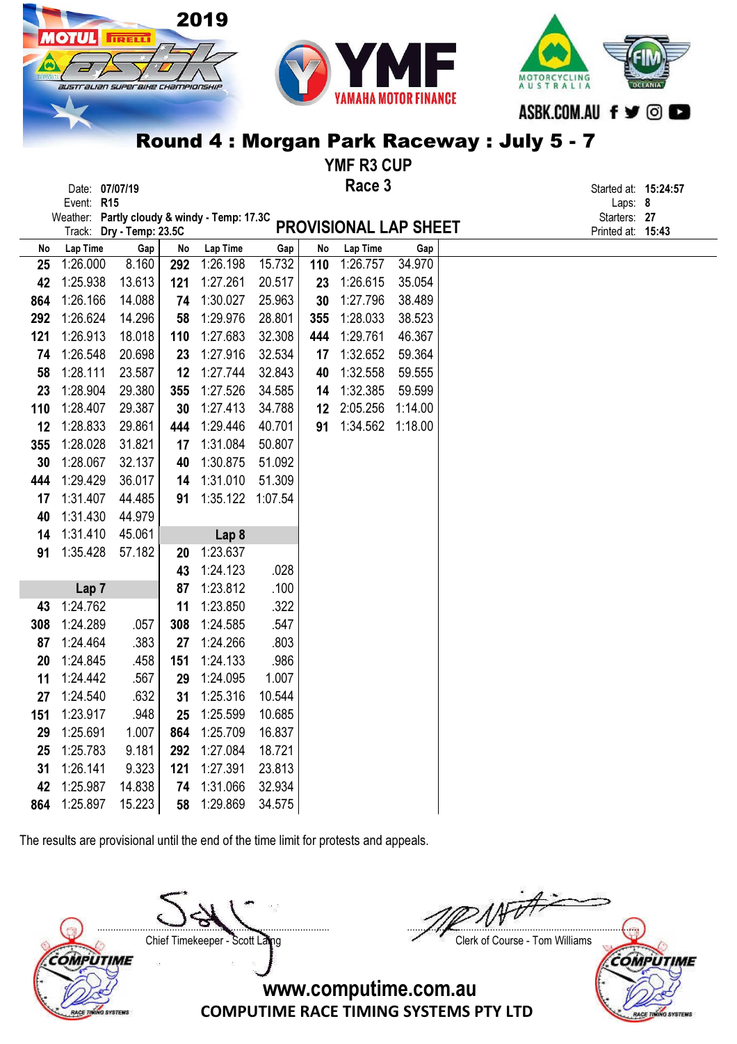# Round 4 : Morgan Park Raceway : July 5 - 7

## YMF R3 CUP

## Race 3

Date: 07/07/19
Event: R15
Weather: Partly cloudy & windy - Temp: 17.3C
Track: Dry - Temp: 23.5C

## PROVISIONAL LAP SHEET

Started at: 15:24:57
Laps: 8
Starters: 27
Printed at: 15:43

| No | Lap Time | Gap | No | Lap Time | Gap | No | Lap Time | Gap |
|---|---|---|---|---|---|---|---|---|
| 25 | 1:26.000 | 8.160 | 292 | 1:26.198 | 15.732 | 110 | 1:26.757 | 34.970 |
| 42 | 1:25.938 | 13.613 | 121 | 1:27.261 | 20.517 | 23 | 1:26.615 | 35.054 |
| 864 | 1:26.166 | 14.088 | 74 | 1:30.027 | 25.963 | 30 | 1:27.796 | 38.489 |
| 292 | 1:26.624 | 14.296 | 58 | 1:29.976 | 28.801 | 355 | 1:28.033 | 38.523 |
| 121 | 1:26.913 | 18.018 | 110 | 1:27.683 | 32.308 | 444 | 1:29.761 | 46.367 |
| 74 | 1:26.548 | 20.698 | 23 | 1:27.916 | 32.534 | 17 | 1:32.652 | 59.364 |
| 58 | 1:28.111 | 23.587 | 12 | 1:27.744 | 32.843 | 40 | 1:32.558 | 59.555 |
| 23 | 1:28.904 | 29.380 | 355 | 1:27.526 | 34.585 | 14 | 1:32.385 | 59.599 |
| 110 | 1:28.407 | 29.387 | 30 | 1:27.413 | 34.788 | 12 | 2:05.256 | 1:14.00 |
| 12 | 1:28.833 | 29.861 | 444 | 1:29.446 | 40.701 | 91 | 1:34.562 | 1:18.00 |
| 355 | 1:28.028 | 31.821 | 17 | 1:31.084 | 50.807 | | | |
| 30 | 1:28.067 | 32.137 | 40 | 1:30.875 | 51.092 | | | |
| 444 | 1:29.429 | 36.017 | 14 | 1:31.010 | 51.309 | | | |
| 17 | 1:31.407 | 44.485 | 91 | 1:35.122 | 1:07.54 | | | |
| 40 | 1:31.430 | 44.979 | | | | | | |
| 14 | 1:31.410 | 45.061 | | **Lap 8** | | | | |
| 91 | 1:35.428 | 57.182 | 20 | 1:23.637 | | | | |
| | | | 43 | 1:24.123 | .028 | | | |
| | **Lap 7** | | 87 | 1:23.812 | .100 | | | |
| 43 | 1:24.762 | | 11 | 1:23.850 | .322 | | | |
| 308 | 1:24.289 | .057 | 308 | 1:24.585 | .547 | | | |
| 87 | 1:24.464 | .383 | 27 | 1:24.266 | .803 | | | |
| 20 | 1:24.845 | .458 | 151 | 1:24.133 | .986 | | | |
| 11 | 1:24.442 | .567 | 29 | 1:24.095 | 1.007 | | | |
| 27 | 1:24.540 | .632 | 31 | 1:25.316 | 10.544 | | | |
| 151 | 1:23.917 | .948 | 25 | 1:25.599 | 10.685 | | | |
| 29 | 1:25.691 | 1.007 | 864 | 1:25.709 | 16.837 | | | |
| 25 | 1:25.783 | 9.181 | 292 | 1:27.084 | 18.721 | | | |
| 31 | 1:26.141 | 9.323 | 121 | 1:27.391 | 23.813 | | | |
| 42 | 1:25.987 | 14.838 | 74 | 1:31.066 | 32.934 | | | |
| 864 | 1:25.897 | 15.223 | 58 | 1:29.869 | 34.575 | | | |

The results are provisional until the end of the time limit for protests and appeals.

Chief Timekeeper - Scott Laing

Clerk of Course - Tom Williams

www.computime.com.au
COMPUTIME RACE TIMING SYSTEMS PTY LTD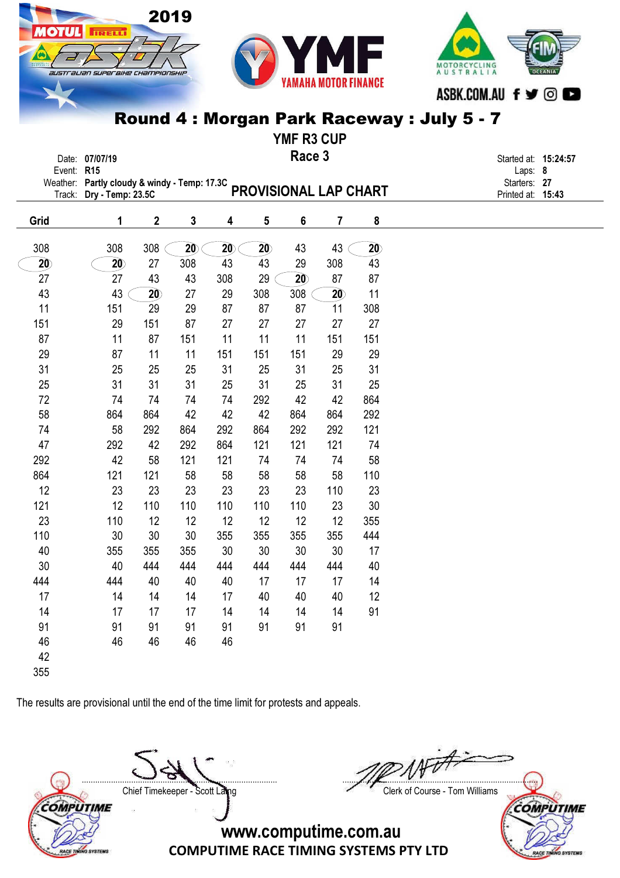# Round 4 : Morgan Park Raceway : July 5 - 7

## YMF R3 CUP

## Race 3

Date: 07/07/19
Event: R15
Weather: Partly cloudy & windy - Temp: 17.3C
Track: Dry - Temp: 23.5C

## PROVISIONAL LAP CHART

Started at: 15:24:57
Laps: 8
Starters: 27
Printed at: 15:43

| Grid | 1 | 2 | 3 | 4 | 5 | 6 | 7 | 8 |
|---|---|---|---|---|---|---|---|---|
| 308 | 308 | 308 | **20** | **20** | **20** | 43 | 43 | **20** |
| **20** | **20** | 27 | 308 | 43 | 43 | 29 | 308 | 43 |
| 27 | 27 | 43 | 43 | 308 | 29 | **20** | 87 | 87 |
| 43 | 43 | **20** | 27 | 29 | 308 | 308 | **20** | 11 |
| 11 | 151 | 29 | 29 | 87 | 87 | 87 | 11 | 308 |
| 151 | 29 | 151 | 87 | 27 | 27 | 27 | 27 | 27 |
| 87 | 11 | 87 | 151 | 11 | 11 | 11 | 151 | 151 |
| 29 | 87 | 11 | 11 | 151 | 151 | 151 | 29 | 29 |
| 31 | 25 | 25 | 25 | 31 | 25 | 31 | 25 | 31 |
| 25 | 31 | 31 | 31 | 25 | 31 | 25 | 31 | 25 |
| 72 | 74 | 74 | 74 | 74 | 292 | 42 | 42 | 864 |
| 58 | 864 | 864 | 42 | 42 | 42 | 864 | 864 | 292 |
| 74 | 58 | 292 | 864 | 292 | 864 | 292 | 292 | 121 |
| 47 | 292 | 42 | 292 | 864 | 121 | 121 | 121 | 74 |
| 292 | 42 | 58 | 121 | 121 | 74 | 74 | 74 | 58 |
| 864 | 121 | 121 | 58 | 58 | 58 | 58 | 58 | 110 |
| 12 | 23 | 23 | 23 | 23 | 23 | 23 | 110 | 23 |
| 121 | 12 | 110 | 110 | 110 | 110 | 110 | 23 | 30 |
| 23 | 110 | 12 | 12 | 12 | 12 | 12 | 12 | 355 |
| 110 | 30 | 30 | 30 | 355 | 355 | 355 | 355 | 444 |
| 40 | 355 | 355 | 355 | 30 | 30 | 30 | 30 | 17 |
| 30 | 40 | 444 | 444 | 444 | 444 | 444 | 444 | 40 |
| 444 | 444 | 40 | 40 | 40 | 17 | 17 | 17 | 14 |
| 17 | 14 | 14 | 14 | 17 | 40 | 40 | 40 | 12 |
| 14 | 17 | 17 | 17 | 14 | 14 | 14 | 14 | 91 |
| 91 | 91 | 91 | 91 | 91 | 91 | 91 | 91 | |
| 46 | 46 | 46 | 46 | 46 | | | | |
| 42 | | | | | | | | |
| 355 | | | | | | | | |

The results are provisional until the end of the time limit for protests and appeals.

Chief Timekeeper - Scott Laing

Clerk of Course - Tom Williams

www.computime.com.au
COMPUTIME RACE TIMING SYSTEMS PTY LTD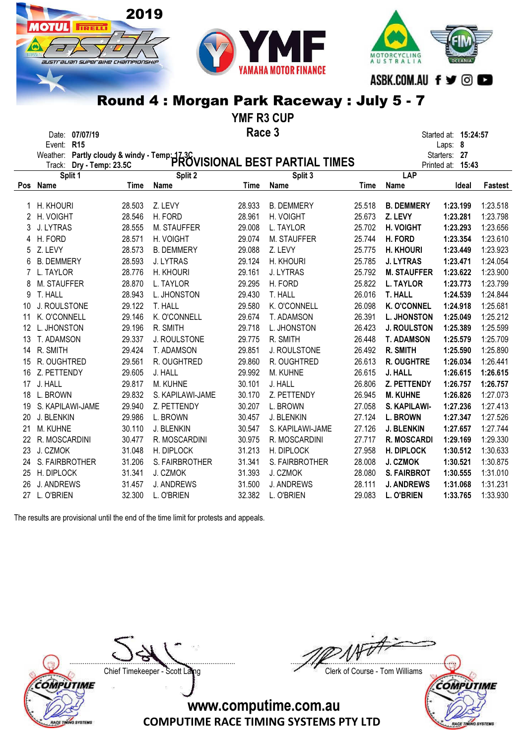# Round 4 : Morgan Park Raceway : July 5 - 7

## YMF R3 CUP

## Race 3

Date: **07/07/19**
Event: **R15**
Weather: **Partly cloudy & windy - Temp: 17.3C**
Track: **Dry - Temp: 23.5C**

Started at: **15:24:57**
Laps: **8**
Starters: **27**
Printed at: **15:43**

## PROVISIONAL BEST PARTIAL TIMES

| | Split 1 | | Split 2 | | Split 3 | | LAP | | |
|---|---|---|---|---|---|---|---|---|---|
| Pos | Name | Time | Name | Time | Name | Time | Name | Ideal | Fastest |
| 1 | H. KHOURI | 28.503 | Z. LEVY | 28.933 | B. DEMMERY | 25.518 | **B. DEMMERY** | **1:23.199** | 1:23.518 |
| 2 | H. VOIGHT | 28.546 | H. FORD | 28.961 | H. VOIGHT | 25.673 | **Z. LEVY** | **1:23.281** | 1:23.798 |
| 3 | J. LYTRAS | 28.555 | M. STAUFFER | 29.008 | L. TAYLOR | 25.702 | **H. VOIGHT** | **1:23.293** | 1:23.656 |
| 4 | H. FORD | 28.571 | H. VOIGHT | 29.074 | M. STAUFFER | 25.744 | **H. FORD** | **1:23.354** | 1:23.610 |
| 5 | Z. LEVY | 28.573 | B. DEMMERY | 29.088 | Z. LEVY | 25.775 | **H. KHOURI** | **1:23.449** | 1:23.923 |
| 6 | B. DEMMERY | 28.593 | J. LYTRAS | 29.124 | H. KHOURI | 25.785 | **J. LYTRAS** | **1:23.471** | 1:24.054 |
| 7 | L. TAYLOR | 28.776 | H. KHOURI | 29.161 | J. LYTRAS | 25.792 | **M. STAUFFER** | **1:23.622** | 1:23.900 |
| 8 | M. STAUFFER | 28.870 | L. TAYLOR | 29.295 | H. FORD | 25.822 | **L. TAYLOR** | **1:23.773** | 1:23.799 |
| 9 | T. HALL | 28.943 | L. JHONSTON | 29.430 | T. HALL | 26.016 | **T. HALL** | **1:24.539** | 1:24.844 |
| 10 | J. ROULSTONE | 29.122 | T. HALL | 29.580 | K. O'CONNELL | 26.098 | **K. O'CONNEL** | **1:24.918** | 1:25.681 |
| 11 | K. O'CONNELL | 29.146 | K. O'CONNELL | 29.674 | T. ADAMSON | 26.391 | **L. JHONSTON** | **1:25.049** | 1:25.212 |
| 12 | L. JHONSTON | 29.196 | R. SMITH | 29.718 | L. JHONSTON | 26.423 | **J. ROULSTON** | **1:25.389** | 1:25.599 |
| 13 | T. ADAMSON | 29.337 | J. ROULSTONE | 29.775 | R. SMITH | 26.448 | **T. ADAMSON** | **1:25.579** | 1:25.709 |
| 14 | R. SMITH | 29.424 | T. ADAMSON | 29.851 | J. ROULSTONE | 26.492 | **R. SMITH** | **1:25.590** | 1:25.890 |
| 15 | R. OUGHTRED | 29.561 | R. OUGHTRED | 29.860 | R. OUGHTRED | 26.613 | **R. OUGHTRE** | **1:26.034** | 1:26.441 |
| 16 | Z. PETTENDY | 29.605 | J. HALL | 29.992 | M. KUHNE | 26.615 | **J. HALL** | **1:26.615** | **1:26.615** |
| 17 | J. HALL | 29.817 | M. KUHNE | 30.101 | J. HALL | 26.806 | **Z. PETTENDY** | **1:26.757** | **1:26.757** |
| 18 | L. BROWN | 29.832 | S. KAPILAWI-JAME | 30.170 | Z. PETTENDY | 26.945 | **M. KUHNE** | **1:26.826** | 1:27.073 |
| 19 | S. KAPILAWI-JAME | 29.940 | Z. PETTENDY | 30.207 | L. BROWN | 27.058 | **S. KAPILAWI-** | **1:27.236** | 1:27.413 |
| 20 | J. BLENKIN | 29.986 | L. BROWN | 30.457 | J. BLENKIN | 27.124 | **L. BROWN** | **1:27.347** | 1:27.526 |
| 21 | M. KUHNE | 30.110 | J. BLENKIN | 30.547 | S. KAPILAWI-JAME | 27.126 | **J. BLENKIN** | **1:27.657** | 1:27.744 |
| 22 | R. MOSCARDINI | 30.477 | R. MOSCARDINI | 30.975 | R. MOSCARDINI | 27.717 | **R. MOSCARDI** | **1:29.169** | 1:29.330 |
| 23 | J. CZMOK | 31.048 | H. DIPLOCK | 31.213 | H. DIPLOCK | 27.958 | **H. DIPLOCK** | **1:30.512** | 1:30.633 |
| 24 | S. FAIRBROTHER | 31.206 | S. FAIRBROTHER | 31.341 | S. FAIRBROTHER | 28.008 | **J. CZMOK** | **1:30.521** | 1:30.875 |
| 25 | H. DIPLOCK | 31.341 | J. CZMOK | 31.393 | J. CZMOK | 28.080 | **S. FAIRBROT** | **1:30.555** | 1:31.010 |
| 26 | J. ANDREWS | 31.457 | J. ANDREWS | 31.500 | J. ANDREWS | 28.111 | **J. ANDREWS** | **1:31.068** | 1:31.231 |
| 27 | L. O'BRIEN | 32.300 | L. O'BRIEN | 32.382 | L. O'BRIEN | 29.083 | **L. O'BRIEN** | **1:33.765** | 1:33.930 |

The results are provisional until the end of the time limit for protests and appeals.

Chief Timekeeper - Scott Laing

Clerk of Course - Tom Williams

www.computime.com.au
COMPUTIME RACE TIMING SYSTEMS PTY LTD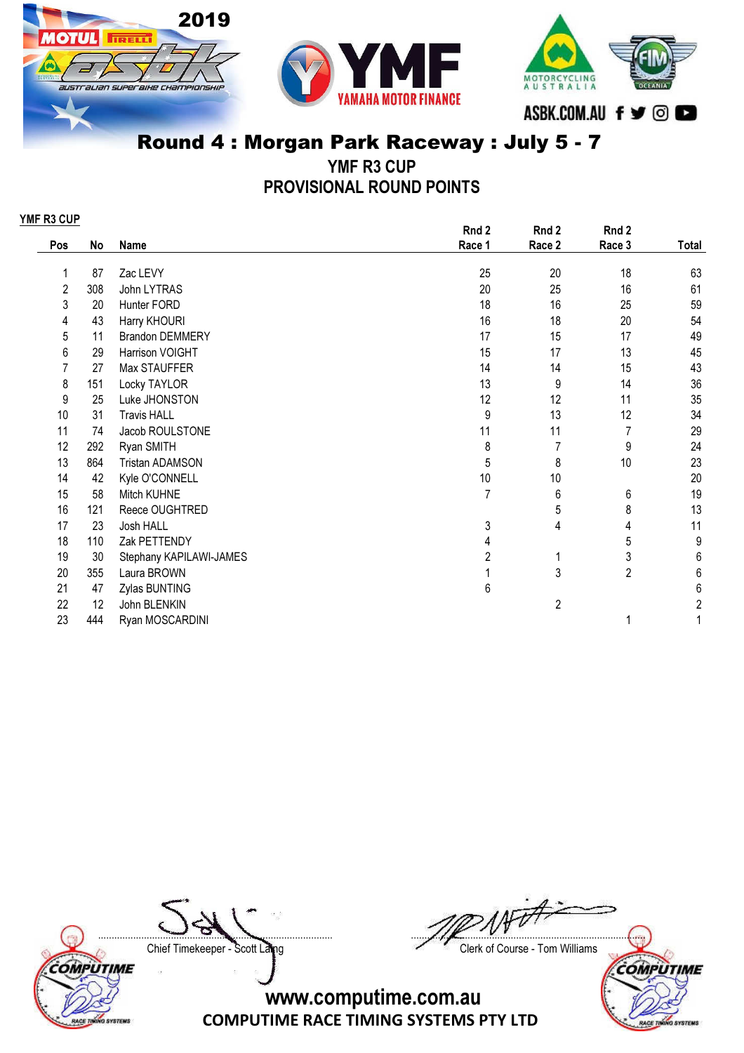# Round 4 : Morgan Park Raceway : July 5 - 7

## YMF R3 CUP

## PROVISIONAL ROUND POINTS

**YMF R3 CUP**

| Pos | No | Name | Rnd 2 Race 1 | Rnd 2 Race 2 | Rnd 2 Race 3 | Total |
|---|---|---|---|---|---|---|
| 1 | 87 | Zac LEVY | 25 | 20 | 18 | 63 |
| 2 | 308 | John LYTRAS | 20 | 25 | 16 | 61 |
| 3 | 20 | Hunter FORD | 18 | 16 | 25 | 59 |
| 4 | 43 | Harry KHOURI | 16 | 18 | 20 | 54 |
| 5 | 11 | Brandon DEMMERY | 17 | 15 | 17 | 49 |
| 6 | 29 | Harrison VOIGHT | 15 | 17 | 13 | 45 |
| 7 | 27 | Max STAUFFER | 14 | 14 | 15 | 43 |
| 8 | 151 | Locky TAYLOR | 13 | 9 | 14 | 36 |
| 9 | 25 | Luke JHONSTON | 12 | 12 | 11 | 35 |
| 10 | 31 | Travis HALL | 9 | 13 | 12 | 34 |
| 11 | 74 | Jacob ROULSTONE | 11 | 11 | 7 | 29 |
| 12 | 292 | Ryan SMITH | 8 | 7 | 9 | 24 |
| 13 | 864 | Tristan ADAMSON | 5 | 8 | 10 | 23 |
| 14 | 42 | Kyle O'CONNELL | 10 | 10 | | 20 |
| 15 | 58 | Mitch KUHNE | 7 | 6 | 6 | 19 |
| 16 | 121 | Reece OUGHTRED | | 5 | 8 | 13 |
| 17 | 23 | Josh HALL | 3 | 4 | 4 | 11 |
| 18 | 110 | Zak PETTENDY | 4 | | 5 | 9 |
| 19 | 30 | Stephany KAPILAWI-JAMES | 2 | 1 | 3 | 6 |
| 20 | 355 | Laura BROWN | 1 | 3 | 2 | 6 |
| 21 | 47 | Zylas BUNTING | 6 | | | 6 |
| 22 | 12 | John BLENKIN | | 2 | | 2 |
| 23 | 444 | Ryan MOSCARDINI | | | 1 | 1 |

Chief Timekeeper - Scott Laing

Clerk of Course - Tom Williams

www.computime.com.au

COMPUTIME RACE TIMING SYSTEMS PTY LTD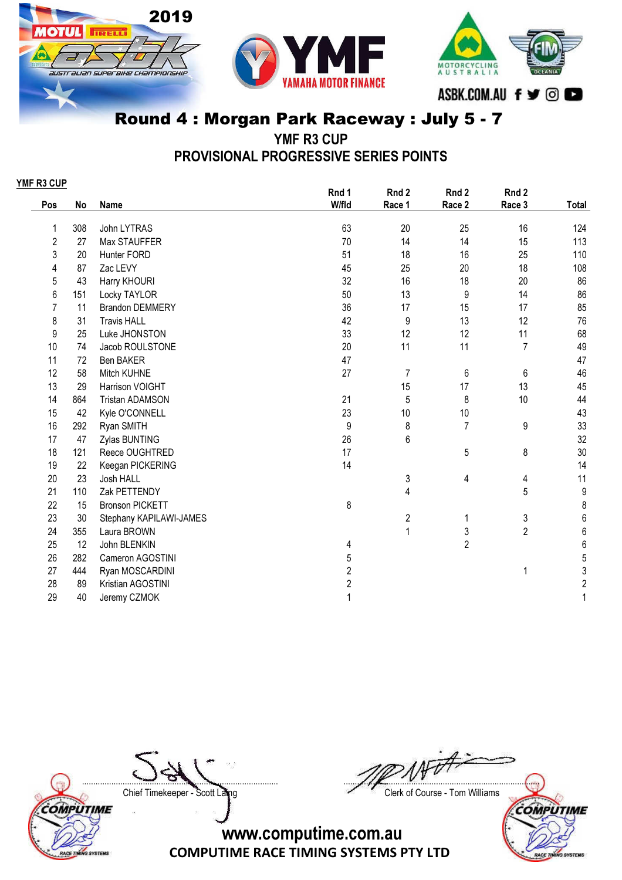# Round 4 : Morgan Park Raceway : July 5 - 7

## YMF R3 CUP

## PROVISIONAL PROGRESSIVE SERIES POINTS

**YMF R3 CUP**

| Pos | No | Name | Rnd 1 W/fld | Rnd 2 Race 1 | Rnd 2 Race 2 | Rnd 2 Race 3 | Total |
|---|---|---|---|---|---|---|---|
| 1 | 308 | John LYTRAS | 63 | 20 | 25 | 16 | 124 |
| 2 | 27 | Max STAUFFER | 70 | 14 | 14 | 15 | 113 |
| 3 | 20 | Hunter FORD | 51 | 18 | 16 | 25 | 110 |
| 4 | 87 | Zac LEVY | 45 | 25 | 20 | 18 | 108 |
| 5 | 43 | Harry KHOURI | 32 | 16 | 18 | 20 | 86 |
| 6 | 151 | Locky TAYLOR | 50 | 13 | 9 | 14 | 86 |
| 7 | 11 | Brandon DEMMERY | 36 | 17 | 15 | 17 | 85 |
| 8 | 31 | Travis HALL | 42 | 9 | 13 | 12 | 76 |
| 9 | 25 | Luke JHONSTON | 33 | 12 | 12 | 11 | 68 |
| 10 | 74 | Jacob ROULSTONE | 20 | 11 | 11 | 7 | 49 |
| 11 | 72 | Ben BAKER | 47 | | | | 47 |
| 12 | 58 | Mitch KUHNE | 27 | 7 | 6 | 6 | 46 |
| 13 | 29 | Harrison VOIGHT | | 15 | 17 | 13 | 45 |
| 14 | 864 | Tristan ADAMSON | 21 | 5 | 8 | 10 | 44 |
| 15 | 42 | Kyle O'CONNELL | 23 | 10 | 10 | | 43 |
| 16 | 292 | Ryan SMITH | 9 | 8 | 7 | 9 | 33 |
| 17 | 47 | Zylas BUNTING | 26 | 6 | | | 32 |
| 18 | 121 | Reece OUGHTRED | 17 | | 5 | 8 | 30 |
| 19 | 22 | Keegan PICKERING | 14 | | | | 14 |
| 20 | 23 | Josh HALL | | 3 | 4 | 4 | 11 |
| 21 | 110 | Zak PETTENDY | | 4 | | 5 | 9 |
| 22 | 15 | Bronson PICKETT | 8 | | | | 8 |
| 23 | 30 | Stephany KAPILAWI-JAMES | | 2 | 1 | 3 | 6 |
| 24 | 355 | Laura BROWN | | 1 | 3 | 2 | 6 |
| 25 | 12 | John BLENKIN | 4 | | 2 | | 6 |
| 26 | 282 | Cameron AGOSTINI | 5 | | | | 5 |
| 27 | 444 | Ryan MOSCARDINI | 2 | | | 1 | 3 |
| 28 | 89 | Kristian AGOSTINI | 2 | | | | 2 |
| 29 | 40 | Jeremy CZMOK | 1 | | | | 1 |

Chief Timekeeper - Scott Laing

Clerk of Course - Tom Williams

www.computime.com.au

COMPUTIME RACE TIMING SYSTEMS PTY LTD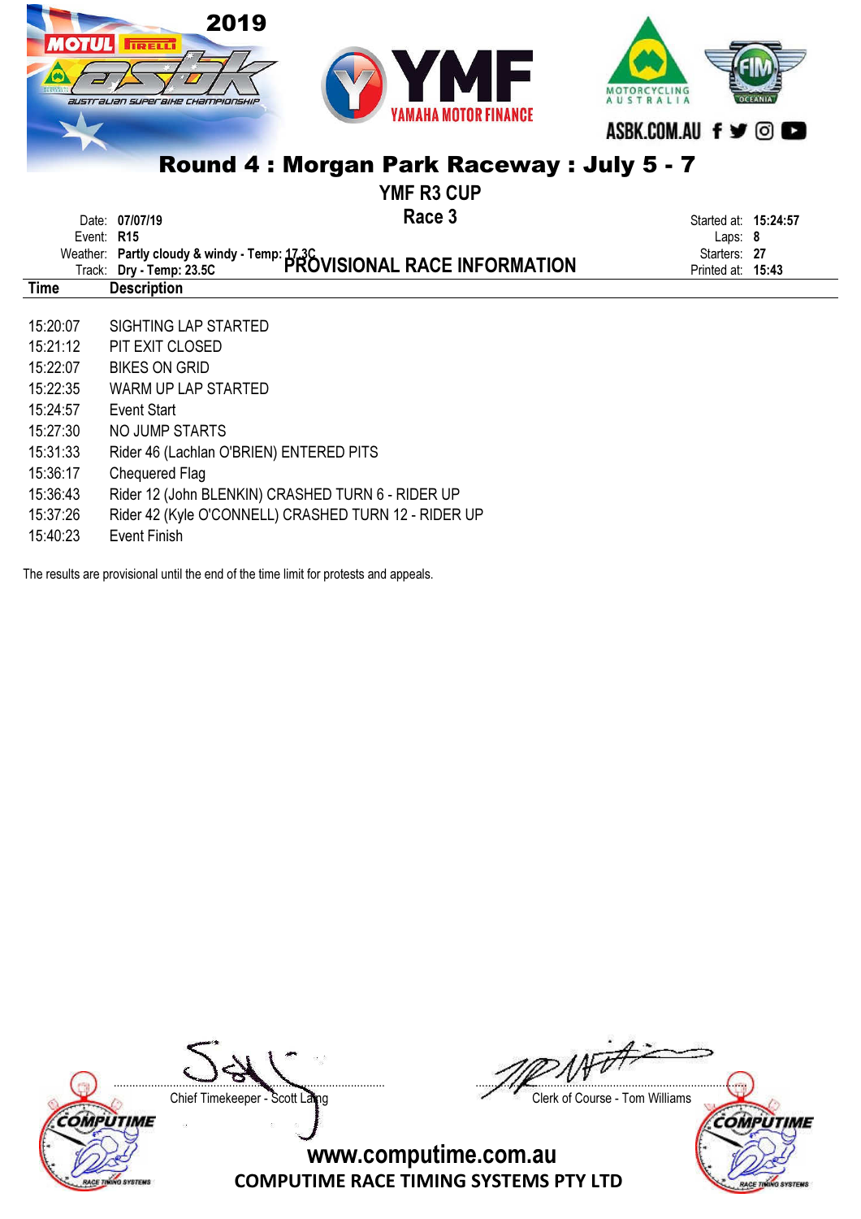2019

ASBK Australian Superbike Championship

YMF Yamaha Motor Finance

Motorcycling Australia · FIM Oceania

ASBK.COM.AU

# Round 4 : Morgan Park Raceway : July 5 - 7

## YMF R3 CUP

## Race 3

Date: **07/07/19**
Event: **R15**
Weather: **Partly cloudy & windy - Temp: 17.3C**
Track: **Dry - Temp: 23.5C**

Started at: **15:24:57**
Laps: **8**
Starters: **27**
Printed at: **15:43**

**PROVISIONAL RACE INFORMATION**

| Time | Description |
|---|---|
| 15:20:07 | SIGHTING LAP STARTED |
| 15:21:12 | PIT EXIT CLOSED |
| 15:22:07 | BIKES ON GRID |
| 15:22:35 | WARM UP LAP STARTED |
| 15:24:57 | Event Start |
| 15:27:30 | NO JUMP STARTS |
| 15:31:33 | Rider 46 (Lachlan O'BRIEN) ENTERED PITS |
| 15:36:17 | Chequered Flag |
| 15:36:43 | Rider 12 (John BLENKIN) CRASHED TURN 6 - RIDER UP |
| 15:37:26 | Rider 42 (Kyle O'CONNELL) CRASHED TURN 12 - RIDER UP |
| 15:40:23 | Event Finish |

The results are provisional until the end of the time limit for protests and appeals.

Chief Timekeeper - Scott Laing

Clerk of Course - Tom Williams

www.computime.com.au
COMPUTIME RACE TIMING SYSTEMS PTY LTD